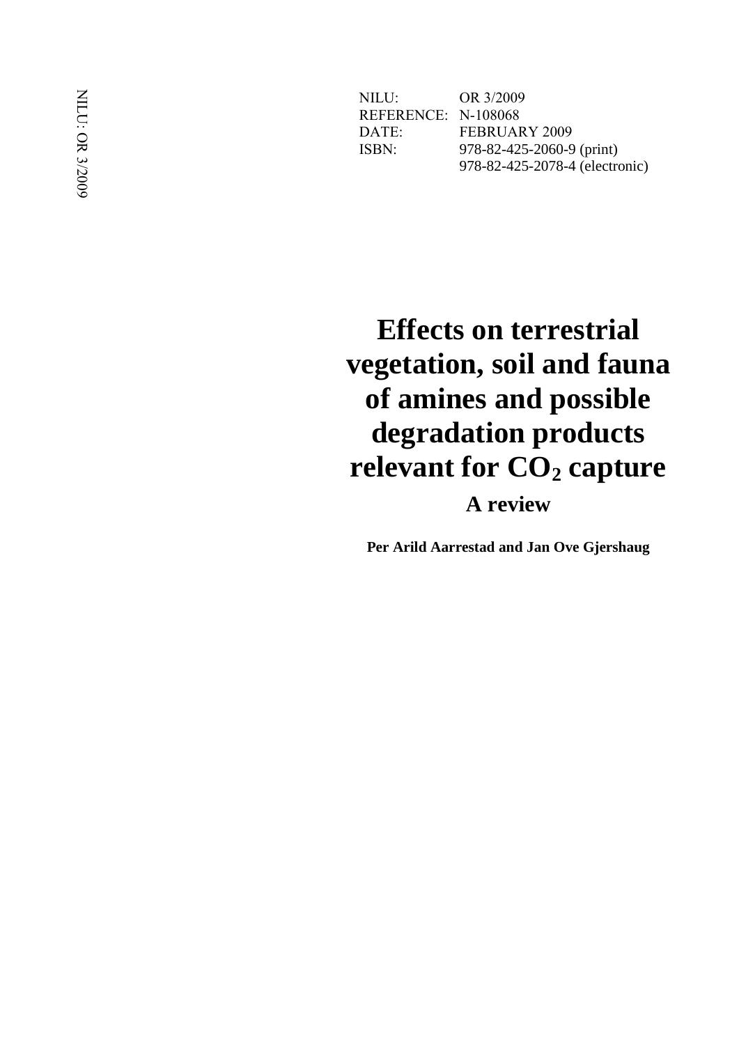NILU: OR 3/2009
REFERENCE: N-108068
DATE: FEBRUARY 2009
ISBN: 978-82-425-2060-9 (print)
978-82-425-2078-4 (electronic)

# Effects on terrestrial vegetation, soil and fauna of amines and possible degradation products relevant for $CO_2$ capture

## A review

**Per Arild Aarrestad and Jan Ove Gjershaug**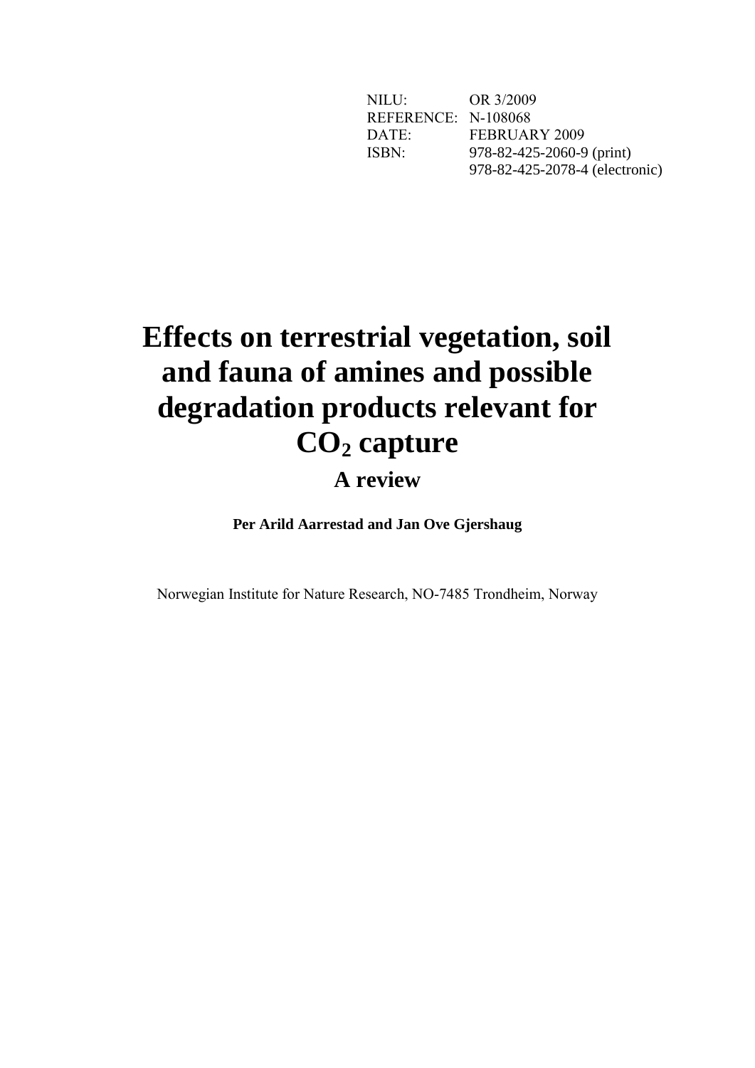NILU: OR 3/2009
REFERENCE: N-108068
DATE: FEBRUARY 2009
ISBN: 978-82-425-2060-9 (print)
978-82-425-2078-4 (electronic)

# Effects on terrestrial vegetation, soil and fauna of amines and possible degradation products relevant for $CO_2$ capture

## A review

**Per Arild Aarrestad and Jan Ove Gjershaug**

Norwegian Institute for Nature Research, NO-7485 Trondheim, Norway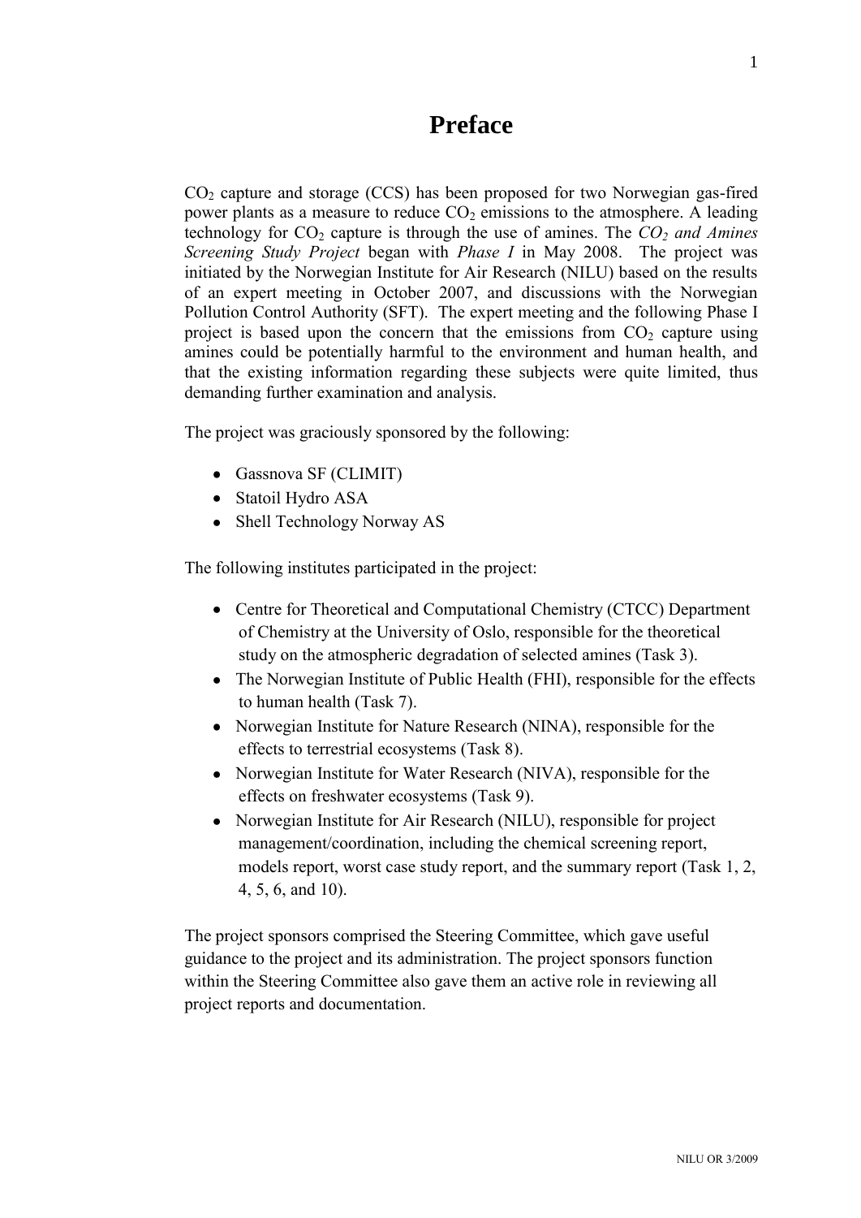# Preface

$CO_2$ capture and storage (CCS) has been proposed for two Norwegian gas-fired power plants as a measure to reduce $CO_2$ emissions to the atmosphere. A leading technology for $CO_2$ capture is through the use of amines. The *$CO_2$ and Amines Screening Study Project* began with *Phase I* in May 2008. The project was initiated by the Norwegian Institute for Air Research (NILU) based on the results of an expert meeting in October 2007, and discussions with the Norwegian Pollution Control Authority (SFT). The expert meeting and the following Phase I project is based upon the concern that the emissions from $CO_2$ capture using amines could be potentially harmful to the environment and human health, and that the existing information regarding these subjects were quite limited, thus demanding further examination and analysis.

The project was graciously sponsored by the following:

- Gassnova SF (CLIMIT)
- Statoil Hydro ASA
- Shell Technology Norway AS

The following institutes participated in the project:

- Centre for Theoretical and Computational Chemistry (CTCC) Department of Chemistry at the University of Oslo, responsible for the theoretical study on the atmospheric degradation of selected amines (Task 3).
- The Norwegian Institute of Public Health (FHI), responsible for the effects to human health (Task 7).
- Norwegian Institute for Nature Research (NINA), responsible for the effects to terrestrial ecosystems (Task 8).
- Norwegian Institute for Water Research (NIVA), responsible for the effects on freshwater ecosystems (Task 9).
- Norwegian Institute for Air Research (NILU), responsible for project management/coordination, including the chemical screening report, models report, worst case study report, and the summary report (Task 1, 2, 4, 5, 6, and 10).

The project sponsors comprised the Steering Committee, which gave useful guidance to the project and its administration. The project sponsors function within the Steering Committee also gave them an active role in reviewing all project reports and documentation.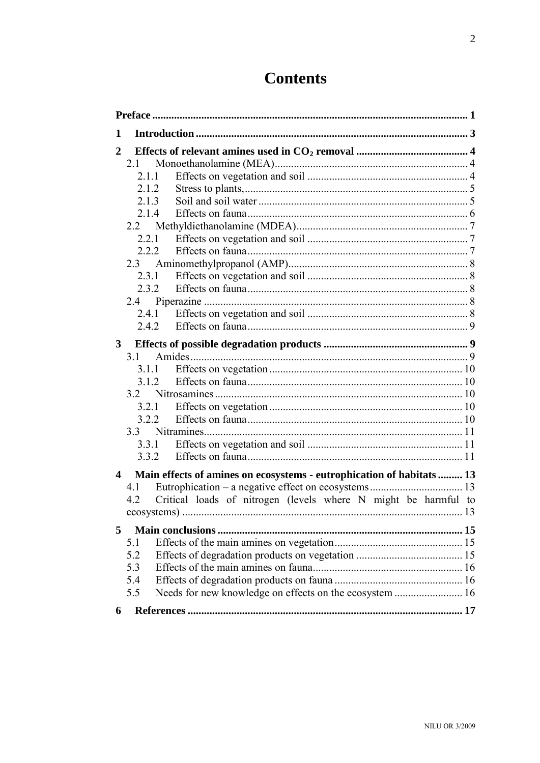# Contents

| | |
|---|---|
| **Preface** | **1** |
| **1 Introduction** | **3** |
| **2 Effects of relevant amines used in $CO_2$ removal** | **4** |
| 2.1 Monoethanolamine (MEA) | 4 |
| 2.1.1 Effects on vegetation and soil | 4 |
| 2.1.2 Stress to plants, | 5 |
| 2.1.3 Soil and soil water | 5 |
| 2.1.4 Effects on fauna | 6 |
| 2.2 Methyldiethanolamine (MDEA) | 7 |
| 2.2.1 Effects on vegetation and soil | 7 |
| 2.2.2 Effects on fauna | 7 |
| 2.3 Aminomethylpropanol (AMP) | 8 |
| 2.3.1 Effects on vegetation and soil | 8 |
| 2.3.2 Effects on fauna | 8 |
| 2.4 Piperazine | 8 |
| 2.4.1 Effects on vegetation and soil | 8 |
| 2.4.2 Effects on fauna | 9 |
| **3 Effects of possible degradation products** | **9** |
| 3.1 Amides | 9 |
| 3.1.1 Effects on vegetation | 10 |
| 3.1.2 Effects on fauna | 10 |
| 3.2 Nitrosamines | 10 |
| 3.2.1 Effects on vegetation | 10 |
| 3.2.2 Effects on fauna | 10 |
| 3.3 Nitramines | 11 |
| 3.3.1 Effects on vegetation and soil | 11 |
| 3.3.2 Effects on fauna | 11 |
| **4 Main effects of amines on ecosystems - eutrophication of habitats** | **13** |
| 4.1 Eutrophication – a negative effect on ecosystems | 13 |
| 4.2 Critical loads of nitrogen (levels where N might be harmful to ecosystems) | 13 |
| **5 Main conclusions** | **15** |
| 5.1 Effects of the main amines on vegetation | 15 |
| 5.2 Effects of degradation products on vegetation | 15 |
| 5.3 Effects of the main amines on fauna | 16 |
| 5.4 Effects of degradation products on fauna | 16 |
| 5.5 Needs for new knowledge on effects on the ecosystem | 16 |
| **6 References** | **17** |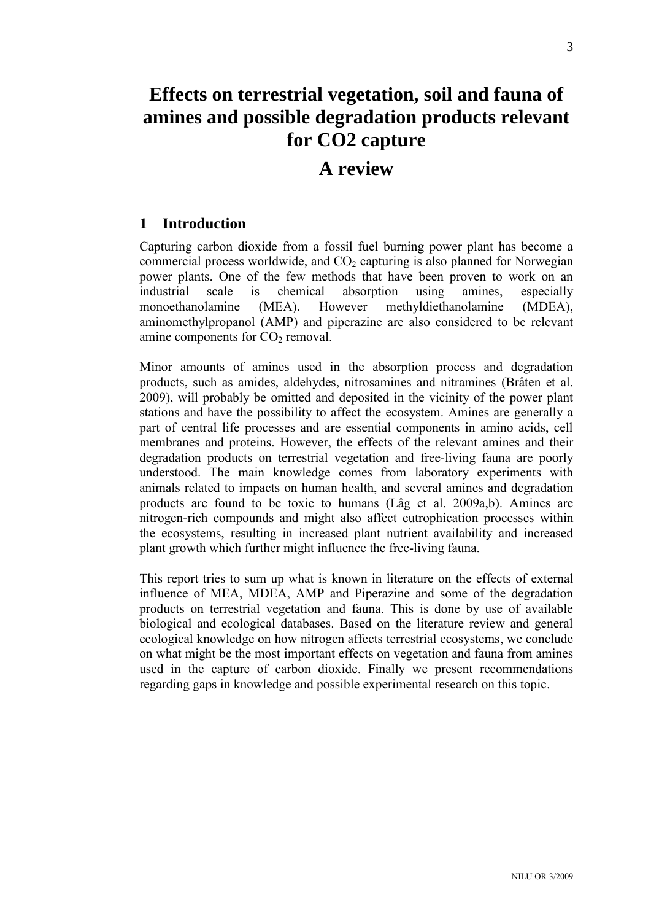# Effects on terrestrial vegetation, soil and fauna of amines and possible degradation products relevant for CO2 capture

# A review

## 1 Introduction

Capturing carbon dioxide from a fossil fuel burning power plant has become a commercial process worldwide, and $CO_2$ capturing is also planned for Norwegian power plants. One of the few methods that have been proven to work on an industrial scale is chemical absorption using amines, especially monoethanolamine (MEA). However methyldiethanolamine (MDEA), aminomethylpropanol (AMP) and piperazine are also considered to be relevant amine components for $CO_2$ removal.

Minor amounts of amines used in the absorption process and degradation products, such as amides, aldehydes, nitrosamines and nitramines (Bråten et al. 2009), will probably be omitted and deposited in the vicinity of the power plant stations and have the possibility to affect the ecosystem. Amines are generally a part of central life processes and are essential components in amino acids, cell membranes and proteins. However, the effects of the relevant amines and their degradation products on terrestrial vegetation and free-living fauna are poorly understood. The main knowledge comes from laboratory experiments with animals related to impacts on human health, and several amines and degradation products are found to be toxic to humans (Låg et al. 2009a,b). Amines are nitrogen-rich compounds and might also affect eutrophication processes within the ecosystems, resulting in increased plant nutrient availability and increased plant growth which further might influence the free-living fauna.

This report tries to sum up what is known in literature on the effects of external influence of MEA, MDEA, AMP and Piperazine and some of the degradation products on terrestrial vegetation and fauna. This is done by use of available biological and ecological databases. Based on the literature review and general ecological knowledge on how nitrogen affects terrestrial ecosystems, we conclude on what might be the most important effects on vegetation and fauna from amines used in the capture of carbon dioxide. Finally we present recommendations regarding gaps in knowledge and possible experimental research on this topic.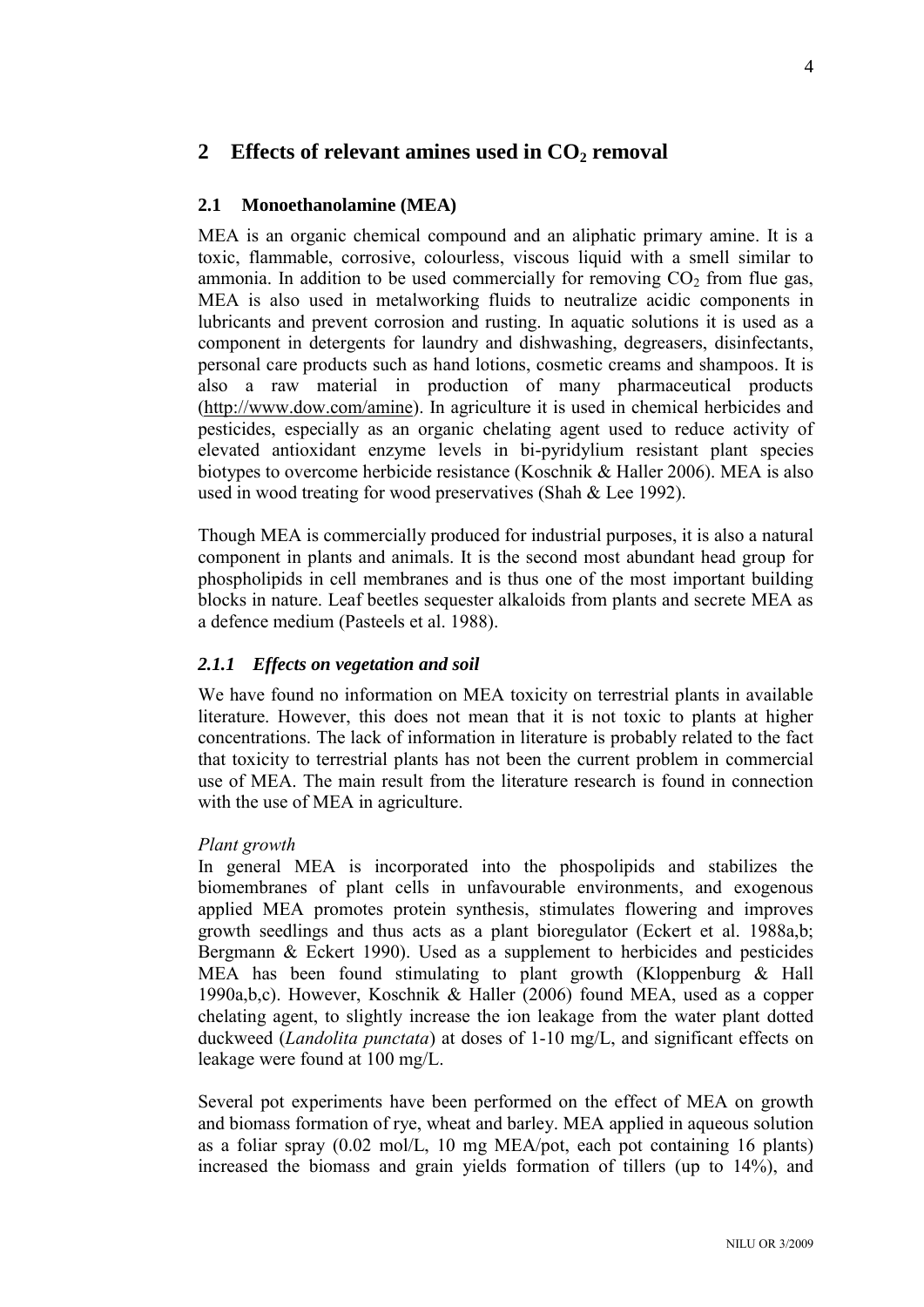## 2 Effects of relevant amines used in $CO_2$ removal

### 2.1 Monoethanolamine (MEA)

MEA is an organic chemical compound and an aliphatic primary amine. It is a toxic, flammable, corrosive, colourless, viscous liquid with a smell similar to ammonia. In addition to be used commercially for removing $CO_2$ from flue gas, MEA is also used in metalworking fluids to neutralize acidic components in lubricants and prevent corrosion and rusting. In aquatic solutions it is used as a component in detergents for laundry and dishwashing, degreasers, disinfectants, personal care products such as hand lotions, cosmetic creams and shampoos. It is also a raw material in production of many pharmaceutical products (http://www.dow.com/amine). In agriculture it is used in chemical herbicides and pesticides, especially as an organic chelating agent used to reduce activity of elevated antioxidant enzyme levels in bi-pyridylium resistant plant species biotypes to overcome herbicide resistance (Koschnik & Haller 2006). MEA is also used in wood treating for wood preservatives (Shah & Lee 1992).

Though MEA is commercially produced for industrial purposes, it is also a natural component in plants and animals. It is the second most abundant head group for phospholipids in cell membranes and is thus one of the most important building blocks in nature. Leaf beetles sequester alkaloids from plants and secrete MEA as a defence medium (Pasteels et al. 1988).

#### *2.1.1 Effects on vegetation and soil*

We have found no information on MEA toxicity on terrestrial plants in available literature. However, this does not mean that it is not toxic to plants at higher concentrations. The lack of information in literature is probably related to the fact that toxicity to terrestrial plants has not been the current problem in commercial use of MEA. The main result from the literature research is found in connection with the use of MEA in agriculture.

*Plant growth*

In general MEA is incorporated into the phospolipids and stabilizes the biomembranes of plant cells in unfavourable environments, and exogenous applied MEA promotes protein synthesis, stimulates flowering and improves growth seedlings and thus acts as a plant bioregulator (Eckert et al. 1988a,b; Bergmann & Eckert 1990). Used as a supplement to herbicides and pesticides MEA has been found stimulating to plant growth (Kloppenburg & Hall 1990a,b,c). However, Koschnik & Haller (2006) found MEA, used as a copper chelating agent, to slightly increase the ion leakage from the water plant dotted duckweed (*Landolita punctata*) at doses of 1-10 mg/L, and significant effects on leakage were found at 100 mg/L.

Several pot experiments have been performed on the effect of MEA on growth and biomass formation of rye, wheat and barley. MEA applied in aqueous solution as a foliar spray (0.02 mol/L, 10 mg MEA/pot, each pot containing 16 plants) increased the biomass and grain yields formation of tillers (up to 14%), and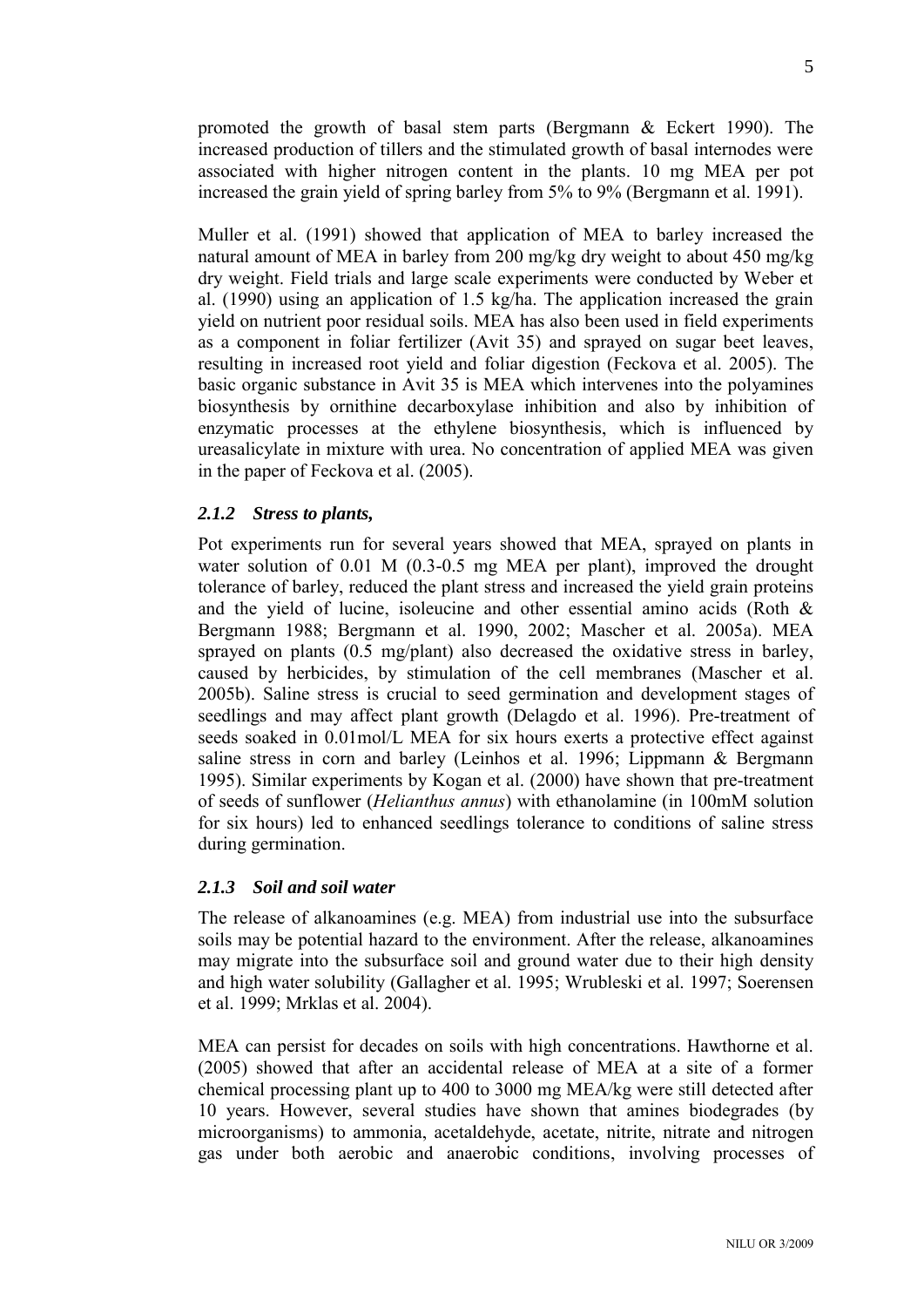promoted the growth of basal stem parts (Bergmann & Eckert 1990). The increased production of tillers and the stimulated growth of basal internodes were associated with higher nitrogen content in the plants. 10 mg MEA per pot increased the grain yield of spring barley from 5% to 9% (Bergmann et al. 1991).

Muller et al. (1991) showed that application of MEA to barley increased the natural amount of MEA in barley from 200 mg/kg dry weight to about 450 mg/kg dry weight. Field trials and large scale experiments were conducted by Weber et al. (1990) using an application of 1.5 kg/ha. The application increased the grain yield on nutrient poor residual soils. MEA has also been used in field experiments as a component in foliar fertilizer (Avit 35) and sprayed on sugar beet leaves, resulting in increased root yield and foliar digestion (Feckova et al. 2005). The basic organic substance in Avit 35 is MEA which intervenes into the polyamines biosynthesis by ornithine decarboxylase inhibition and also by inhibition of enzymatic processes at the ethylene biosynthesis, which is influenced by ureasalicylate in mixture with urea. No concentration of applied MEA was given in the paper of Feckova et al. (2005).

### *2.1.2 Stress to plants,*

Pot experiments run for several years showed that MEA, sprayed on plants in water solution of 0.01 M (0.3-0.5 mg MEA per plant), improved the drought tolerance of barley, reduced the plant stress and increased the yield grain proteins and the yield of lucine, isoleucine and other essential amino acids (Roth & Bergmann 1988; Bergmann et al. 1990, 2002; Mascher et al. 2005a). MEA sprayed on plants (0.5 mg/plant) also decreased the oxidative stress in barley, caused by herbicides, by stimulation of the cell membranes (Mascher et al. 2005b). Saline stress is crucial to seed germination and development stages of seedlings and may affect plant growth (Delagdo et al. 1996). Pre-treatment of seeds soaked in 0.01mol/L MEA for six hours exerts a protective effect against saline stress in corn and barley (Leinhos et al. 1996; Lippmann & Bergmann 1995). Similar experiments by Kogan et al. (2000) have shown that pre-treatment of seeds of sunflower (*Helianthus annus*) with ethanolamine (in 100mM solution for six hours) led to enhanced seedlings tolerance to conditions of saline stress during germination.

### *2.1.3 Soil and soil water*

The release of alkanoamines (e.g. MEA) from industrial use into the subsurface soils may be potential hazard to the environment. After the release, alkanoamines may migrate into the subsurface soil and ground water due to their high density and high water solubility (Gallagher et al. 1995; Wrubleski et al. 1997; Soerensen et al. 1999; Mrklas et al. 2004).

MEA can persist for decades on soils with high concentrations. Hawthorne et al. (2005) showed that after an accidental release of MEA at a site of a former chemical processing plant up to 400 to 3000 mg MEA/kg were still detected after 10 years. However, several studies have shown that amines biodegrades (by microorganisms) to ammonia, acetaldehyde, acetate, nitrite, nitrate and nitrogen gas under both aerobic and anaerobic conditions, involving processes of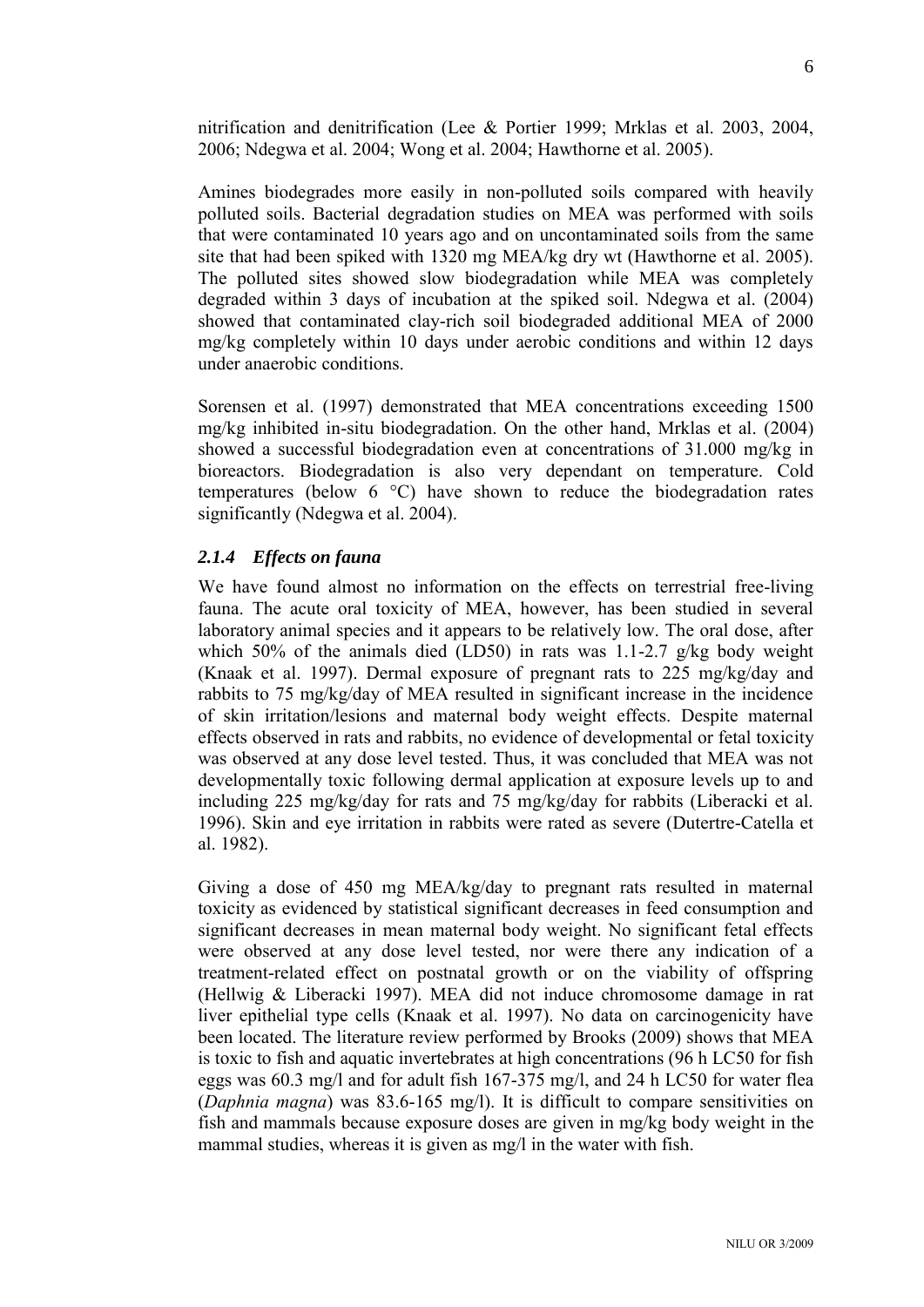nitrification and denitrification (Lee & Portier 1999; Mrklas et al. 2003, 2004, 2006; Ndegwa et al. 2004; Wong et al. 2004; Hawthorne et al. 2005).

Amines biodegrades more easily in non-polluted soils compared with heavily polluted soils. Bacterial degradation studies on MEA was performed with soils that were contaminated 10 years ago and on uncontaminated soils from the same site that had been spiked with 1320 mg MEA/kg dry wt (Hawthorne et al. 2005). The polluted sites showed slow biodegradation while MEA was completely degraded within 3 days of incubation at the spiked soil. Ndegwa et al. (2004) showed that contaminated clay-rich soil biodegraded additional MEA of 2000 mg/kg completely within 10 days under aerobic conditions and within 12 days under anaerobic conditions.

Sorensen et al. (1997) demonstrated that MEA concentrations exceeding 1500 mg/kg inhibited in-situ biodegradation. On the other hand, Mrklas et al. (2004) showed a successful biodegradation even at concentrations of 31.000 mg/kg in bioreactors. Biodegradation is also very dependant on temperature. Cold temperatures (below 6 °C) have shown to reduce the biodegradation rates significantly (Ndegwa et al. 2004).

### *2.1.4 Effects on fauna*

We have found almost no information on the effects on terrestrial free-living fauna. The acute oral toxicity of MEA, however, has been studied in several laboratory animal species and it appears to be relatively low. The oral dose, after which 50% of the animals died (LD50) in rats was 1.1-2.7 g/kg body weight (Knaak et al. 1997). Dermal exposure of pregnant rats to 225 mg/kg/day and rabbits to 75 mg/kg/day of MEA resulted in significant increase in the incidence of skin irritation/lesions and maternal body weight effects. Despite maternal effects observed in rats and rabbits, no evidence of developmental or fetal toxicity was observed at any dose level tested. Thus, it was concluded that MEA was not developmentally toxic following dermal application at exposure levels up to and including 225 mg/kg/day for rats and 75 mg/kg/day for rabbits (Liberacki et al. 1996). Skin and eye irritation in rabbits were rated as severe (Dutertre-Catella et al. 1982).

Giving a dose of 450 mg MEA/kg/day to pregnant rats resulted in maternal toxicity as evidenced by statistical significant decreases in feed consumption and significant decreases in mean maternal body weight. No significant fetal effects were observed at any dose level tested, nor were there any indication of a treatment-related effect on postnatal growth or on the viability of offspring (Hellwig & Liberacki 1997). MEA did not induce chromosome damage in rat liver epithelial type cells (Knaak et al. 1997). No data on carcinogenicity have been located. The literature review performed by Brooks (2009) shows that MEA is toxic to fish and aquatic invertebrates at high concentrations (96 h LC50 for fish eggs was 60.3 mg/l and for adult fish 167-375 mg/l, and 24 h LC50 for water flea (*Daphnia magna*) was 83.6-165 mg/l). It is difficult to compare sensitivities on fish and mammals because exposure doses are given in mg/kg body weight in the mammal studies, whereas it is given as mg/l in the water with fish.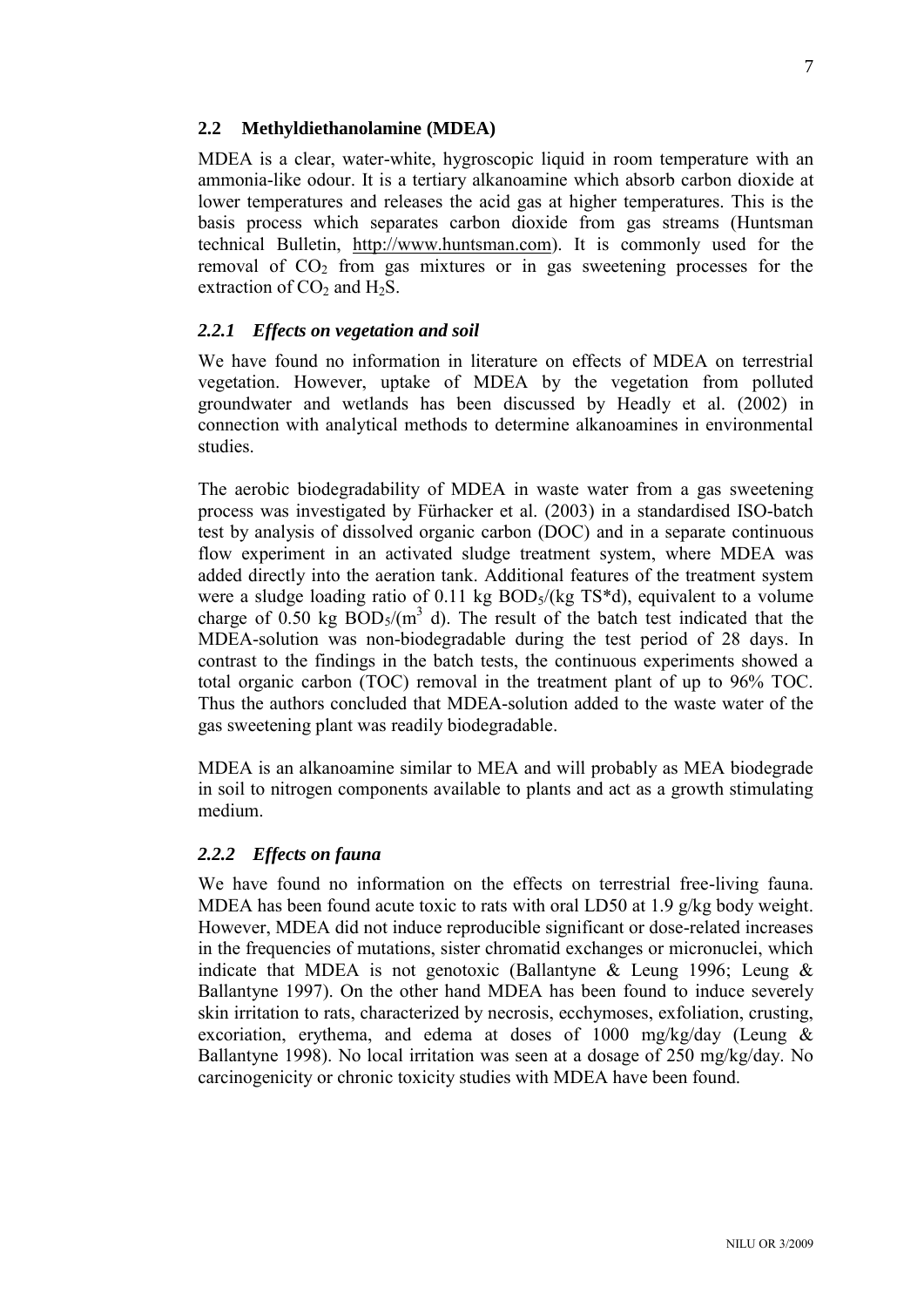## 2.2 Methyldiethanolamine (MDEA)

MDEA is a clear, water-white, hygroscopic liquid in room temperature with an ammonia-like odour. It is a tertiary alkanoamine which absorb carbon dioxide at lower temperatures and releases the acid gas at higher temperatures. This is the basis process which separates carbon dioxide from gas streams (Huntsman technical Bulletin, http://www.huntsman.com). It is commonly used for the removal of $CO_2$ from gas mixtures or in gas sweetening processes for the extraction of $CO_2$ and $H_2S$.

### *2.2.1 Effects on vegetation and soil*

We have found no information in literature on effects of MDEA on terrestrial vegetation. However, uptake of MDEA by the vegetation from polluted groundwater and wetlands has been discussed by Headly et al. (2002) in connection with analytical methods to determine alkanoamines in environmental studies.

The aerobic biodegradability of MDEA in waste water from a gas sweetening process was investigated by Fürhacker et al. (2003) in a standardised ISO-batch test by analysis of dissolved organic carbon (DOC) and in a separate continuous flow experiment in an activated sludge treatment system, where MDEA was added directly into the aeration tank. Additional features of the treatment system were a sludge loading ratio of 0.11 kg $BOD_5$/(kg TS*d), equivalent to a volume charge of 0.50 kg $BOD_5/(m^3$ d). The result of the batch test indicated that the MDEA-solution was non-biodegradable during the test period of 28 days. In contrast to the findings in the batch tests, the continuous experiments showed a total organic carbon (TOC) removal in the treatment plant of up to 96% TOC. Thus the authors concluded that MDEA-solution added to the waste water of the gas sweetening plant was readily biodegradable.

MDEA is an alkanoamine similar to MEA and will probably as MEA biodegrade in soil to nitrogen components available to plants and act as a growth stimulating medium.

### *2.2.2 Effects on fauna*

We have found no information on the effects on terrestrial free-living fauna. MDEA has been found acute toxic to rats with oral LD50 at 1.9 g/kg body weight. However, MDEA did not induce reproducible significant or dose-related increases in the frequencies of mutations, sister chromatid exchanges or micronuclei, which indicate that MDEA is not genotoxic (Ballantyne & Leung 1996; Leung & Ballantyne 1997). On the other hand MDEA has been found to induce severely skin irritation to rats, characterized by necrosis, ecchymoses, exfoliation, crusting, excoriation, erythema, and edema at doses of 1000 mg/kg/day (Leung & Ballantyne 1998). No local irritation was seen at a dosage of 250 mg/kg/day. No carcinogenicity or chronic toxicity studies with MDEA have been found.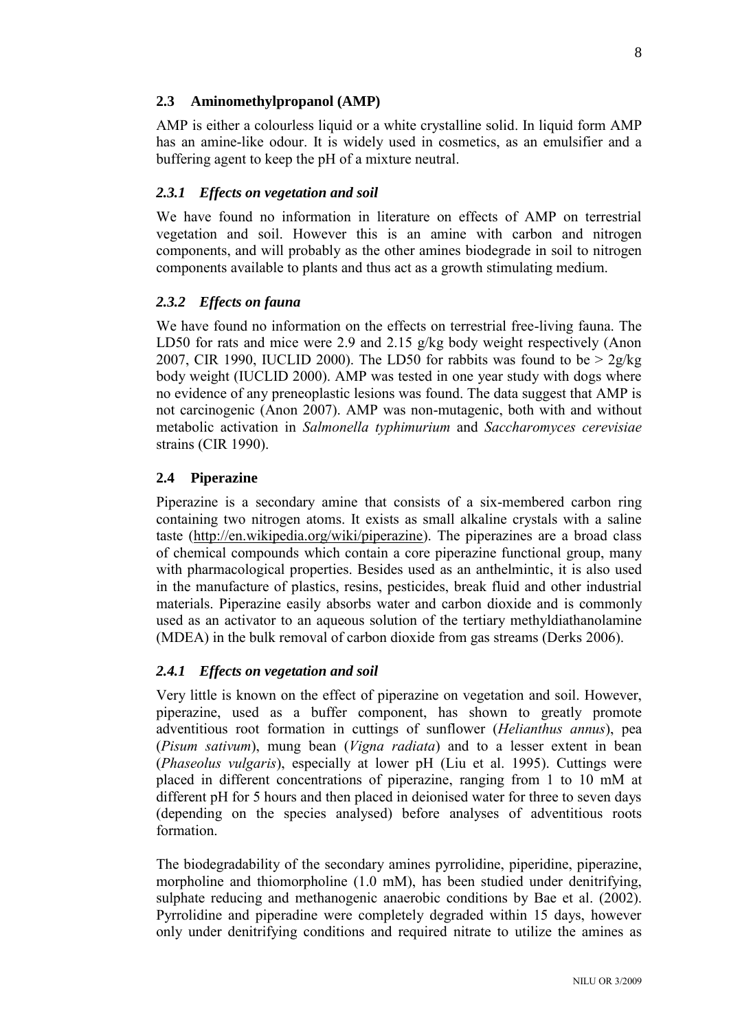## 2.3 Aminomethylpropanol (AMP)

AMP is either a colourless liquid or a white crystalline solid. In liquid form AMP has an amine-like odour. It is widely used in cosmetics, as an emulsifier and a buffering agent to keep the pH of a mixture neutral.

### *2.3.1 Effects on vegetation and soil*

We have found no information in literature on effects of AMP on terrestrial vegetation and soil. However this is an amine with carbon and nitrogen components, and will probably as the other amines biodegrade in soil to nitrogen components available to plants and thus act as a growth stimulating medium.

### *2.3.2 Effects on fauna*

We have found no information on the effects on terrestrial free-living fauna. The LD50 for rats and mice were 2.9 and 2.15 g/kg body weight respectively (Anon 2007, CIR 1990, IUCLID 2000). The LD50 for rabbits was found to be > 2g/kg body weight (IUCLID 2000). AMP was tested in one year study with dogs where no evidence of any preneoplastic lesions was found. The data suggest that AMP is not carcinogenic (Anon 2007). AMP was non-mutagenic, both with and without metabolic activation in *Salmonella typhimurium* and *Saccharomyces cerevisiae* strains (CIR 1990).

## 2.4 Piperazine

Piperazine is a secondary amine that consists of a six-membered carbon ring containing two nitrogen atoms. It exists as small alkaline crystals with a saline taste (http://en.wikipedia.org/wiki/piperazine). The piperazines are a broad class of chemical compounds which contain a core piperazine functional group, many with pharmacological properties. Besides used as an anthelmintic, it is also used in the manufacture of plastics, resins, pesticides, break fluid and other industrial materials. Piperazine easily absorbs water and carbon dioxide and is commonly used as an activator to an aqueous solution of the tertiary methyldiathanolamine (MDEA) in the bulk removal of carbon dioxide from gas streams (Derks 2006).

### *2.4.1 Effects on vegetation and soil*

Very little is known on the effect of piperazine on vegetation and soil. However, piperazine, used as a buffer component, has shown to greatly promote adventitious root formation in cuttings of sunflower (*Helianthus annus*), pea (*Pisum sativum*), mung bean (*Vigna radiata*) and to a lesser extent in bean (*Phaseolus vulgaris*), especially at lower pH (Liu et al. 1995). Cuttings were placed in different concentrations of piperazine, ranging from 1 to 10 mM at different pH for 5 hours and then placed in deionised water for three to seven days (depending on the species analysed) before analyses of adventitious roots formation.

The biodegradability of the secondary amines pyrrolidine, piperidine, piperazine, morpholine and thiomorpholine (1.0 mM), has been studied under denitrifying, sulphate reducing and methanogenic anaerobic conditions by Bae et al. (2002). Pyrrolidine and piperadine were completely degraded within 15 days, however only under denitrifying conditions and required nitrate to utilize the amines as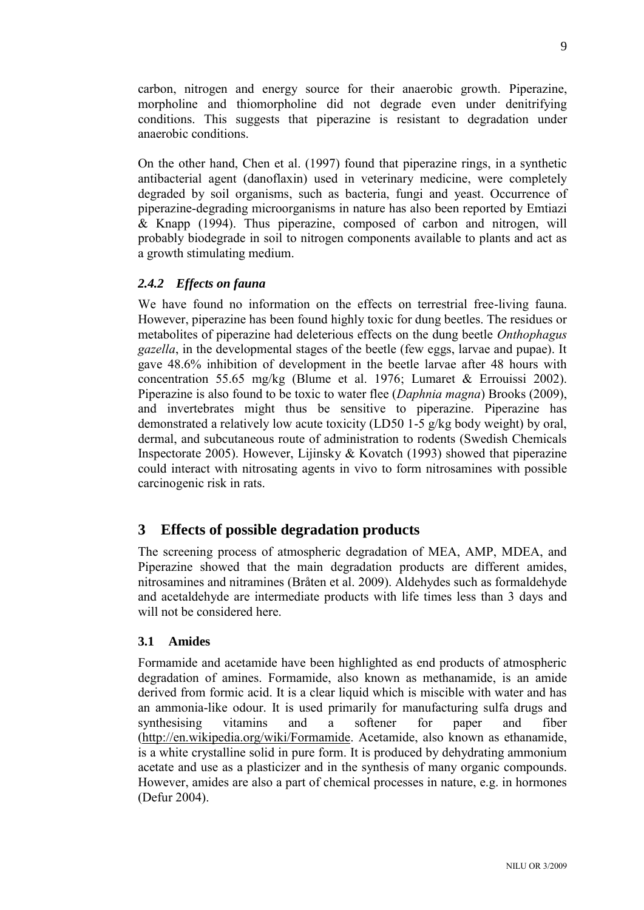carbon, nitrogen and energy source for their anaerobic growth. Piperazine, morpholine and thiomorpholine did not degrade even under denitrifying conditions. This suggests that piperazine is resistant to degradation under anaerobic conditions.

On the other hand, Chen et al. (1997) found that piperazine rings, in a synthetic antibacterial agent (danoflaxin) used in veterinary medicine, were completely degraded by soil organisms, such as bacteria, fungi and yeast. Occurrence of piperazine-degrading microorganisms in nature has also been reported by Emtiazi & Knapp (1994). Thus piperazine, composed of carbon and nitrogen, will probably biodegrade in soil to nitrogen components available to plants and act as a growth stimulating medium.

### *2.4.2 Effects on fauna*

We have found no information on the effects on terrestrial free-living fauna. However, piperazine has been found highly toxic for dung beetles. The residues or metabolites of piperazine had deleterious effects on the dung beetle *Onthophagus gazella*, in the developmental stages of the beetle (few eggs, larvae and pupae). It gave 48.6% inhibition of development in the beetle larvae after 48 hours with concentration 55.65 mg/kg (Blume et al. 1976; Lumaret & Errouissi 2002). Piperazine is also found to be toxic to water flee (*Daphnia magna*) Brooks (2009), and invertebrates might thus be sensitive to piperazine. Piperazine has demonstrated a relatively low acute toxicity (LD50 1-5 g/kg body weight) by oral, dermal, and subcutaneous route of administration to rodents (Swedish Chemicals Inspectorate 2005). However, Lijinsky & Kovatch (1993) showed that piperazine could interact with nitrosating agents in vivo to form nitrosamines with possible carcinogenic risk in rats.

# 3 Effects of possible degradation products

The screening process of atmospheric degradation of MEA, AMP, MDEA, and Piperazine showed that the main degradation products are different amides, nitrosamines and nitramines (Bråten et al. 2009). Aldehydes such as formaldehyde and acetaldehyde are intermediate products with life times less than 3 days and will not be considered here.

## 3.1 Amides

Formamide and acetamide have been highlighted as end products of atmospheric degradation of amines. Formamide, also known as methanamide, is an amide derived from formic acid. It is a clear liquid which is miscible with water and has an ammonia-like odour. It is used primarily for manufacturing sulfa drugs and synthesising vitamins and a softener for paper and fiber (http://en.wikipedia.org/wiki/Formamide. Acetamide, also known as ethanamide, is a white crystalline solid in pure form. It is produced by dehydrating ammonium acetate and use as a plasticizer and in the synthesis of many organic compounds. However, amides are also a part of chemical processes in nature, e.g. in hormones (Defur 2004).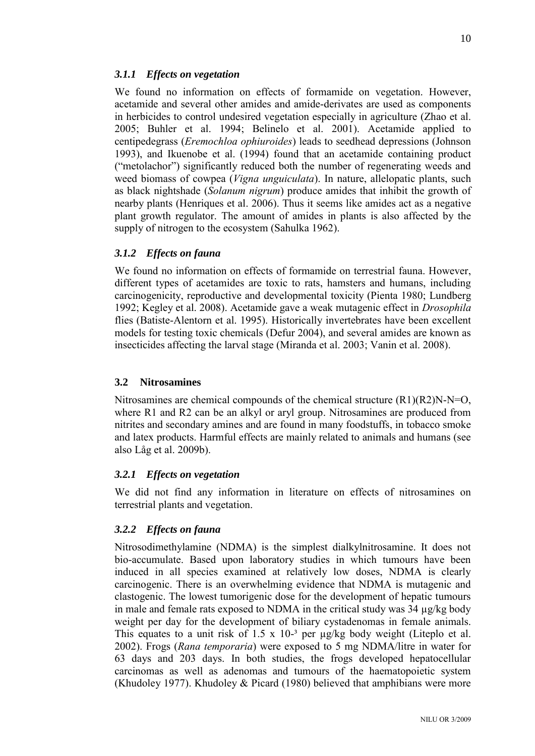### *3.1.1 Effects on vegetation*

We found no information on effects of formamide on vegetation. However, acetamide and several other amides and amide-derivates are used as components in herbicides to control undesired vegetation especially in agriculture (Zhao et al. 2005; Buhler et al. 1994; Belinelo et al. 2001). Acetamide applied to centipedegrass (*Eremochloa ophiuroides*) leads to seedhead depressions (Johnson 1993), and Ikuenobe et al. (1994) found that an acetamide containing product ("metolachor") significantly reduced both the number of regenerating weeds and weed biomass of cowpea (*Vigna unguiculata*). In nature, allelopatic plants, such as black nightshade (*Solanum nigrum*) produce amides that inhibit the growth of nearby plants (Henriques et al. 2006). Thus it seems like amides act as a negative plant growth regulator. The amount of amides in plants is also affected by the supply of nitrogen to the ecosystem (Sahulka 1962).

### *3.1.2 Effects on fauna*

We found no information on effects of formamide on terrestrial fauna. However, different types of acetamides are toxic to rats, hamsters and humans, including carcinogenicity, reproductive and developmental toxicity (Pienta 1980; Lundberg 1992; Kegley et al. 2008). Acetamide gave a weak mutagenic effect in *Drosophila* flies (Batiste-Alentorn et al. 1995). Historically invertebrates have been excellent models for testing toxic chemicals (Defur 2004), and several amides are known as insecticides affecting the larval stage (Miranda et al. 2003; Vanin et al. 2008).

## 3.2 Nitrosamines

Nitrosamines are chemical compounds of the chemical structure (R1)(R2)N-N=O, where R1 and R2 can be an alkyl or aryl group. Nitrosamines are produced from nitrites and secondary amines and are found in many foodstuffs, in tobacco smoke and latex products. Harmful effects are mainly related to animals and humans (see also Låg et al. 2009b).

### *3.2.1 Effects on vegetation*

We did not find any information in literature on effects of nitrosamines on terrestrial plants and vegetation.

### *3.2.2 Effects on fauna*

Nitrosodimethylamine (NDMA) is the simplest dialkylnitrosamine. It does not bio-accumulate. Based upon laboratory studies in which tumours have been induced in all species examined at relatively low doses, NDMA is clearly carcinogenic. There is an overwhelming evidence that NDMA is mutagenic and clastogenic. The lowest tumorigenic dose for the development of hepatic tumours in male and female rats exposed to NDMA in the critical study was 34 µg/kg body weight per day for the development of biliary cystadenomas in female animals. This equates to a unit risk of $1.5 \times 10^{-3}$ per µg/kg body weight (Liteplo et al. 2002). Frogs (*Rana temporaria*) were exposed to 5 mg NDMA/litre in water for 63 days and 203 days. In both studies, the frogs developed hepatocellular carcinomas as well as adenomas and tumours of the haematopoietic system (Khudoley 1977). Khudoley & Picard (1980) believed that amphibians were more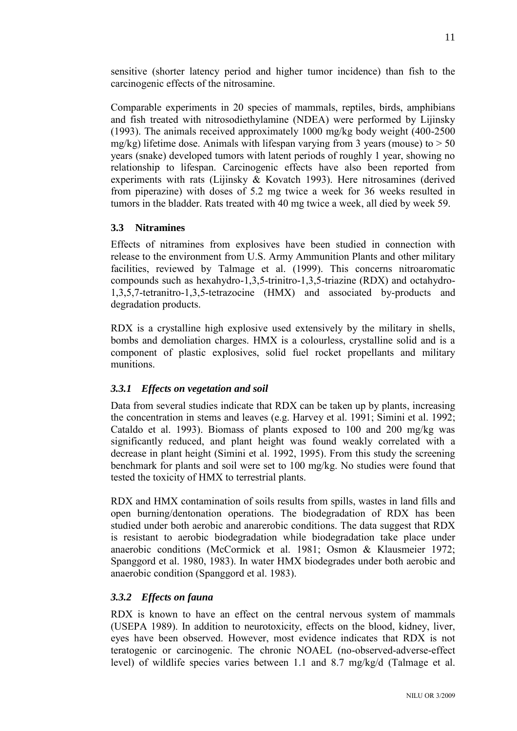sensitive (shorter latency period and higher tumor incidence) than fish to the carcinogenic effects of the nitrosamine.

Comparable experiments in 20 species of mammals, reptiles, birds, amphibians and fish treated with nitrosodiethylamine (NDEA) were performed by Lijinsky (1993). The animals received approximately 1000 mg/kg body weight (400-2500 mg/kg) lifetime dose. Animals with lifespan varying from 3 years (mouse) to > 50 years (snake) developed tumors with latent periods of roughly 1 year, showing no relationship to lifespan. Carcinogenic effects have also been reported from experiments with rats (Lijinsky & Kovatch 1993). Here nitrosamines (derived from piperazine) with doses of 5.2 mg twice a week for 36 weeks resulted in tumors in the bladder. Rats treated with 40 mg twice a week, all died by week 59.

## 3.3 Nitramines

Effects of nitramines from explosives have been studied in connection with release to the environment from U.S. Army Ammunition Plants and other military facilities, reviewed by Talmage et al. (1999). This concerns nitroaromatic compounds such as hexahydro-1,3,5-trinitro-1,3,5-triazine (RDX) and octahydro-1,3,5,7-tetranitro-1,3,5-tetrazocine (HMX) and associated by-products and degradation products.

RDX is a crystalline high explosive used extensively by the military in shells, bombs and demoliation charges. HMX is a colourless, crystalline solid and is a component of plastic explosives, solid fuel rocket propellants and military munitions.

### *3.3.1 Effects on vegetation and soil*

Data from several studies indicate that RDX can be taken up by plants, increasing the concentration in stems and leaves (e.g. Harvey et al. 1991; Simini et al. 1992; Cataldo et al. 1993). Biomass of plants exposed to 100 and 200 mg/kg was significantly reduced, and plant height was found weakly correlated with a decrease in plant height (Simini et al. 1992, 1995). From this study the screening benchmark for plants and soil were set to 100 mg/kg. No studies were found that tested the toxicity of HMX to terrestrial plants.

RDX and HMX contamination of soils results from spills, wastes in land fills and open burning/dentonation operations. The biodegradation of RDX has been studied under both aerobic and anarerobic conditions. The data suggest that RDX is resistant to aerobic biodegradation while biodegradation take place under anaerobic conditions (McCormick et al. 1981; Osmon & Klausmeier 1972; Spanggord et al. 1980, 1983). In water HMX biodegrades under both aerobic and anaerobic condition (Spanggord et al. 1983).

### *3.3.2 Effects on fauna*

RDX is known to have an effect on the central nervous system of mammals (USEPA 1989). In addition to neurotoxicity, effects on the blood, kidney, liver, eyes have been observed. However, most evidence indicates that RDX is not teratogenic or carcinogenic. The chronic NOAEL (no-observed-adverse-effect level) of wildlife species varies between 1.1 and 8.7 mg/kg/d (Talmage et al.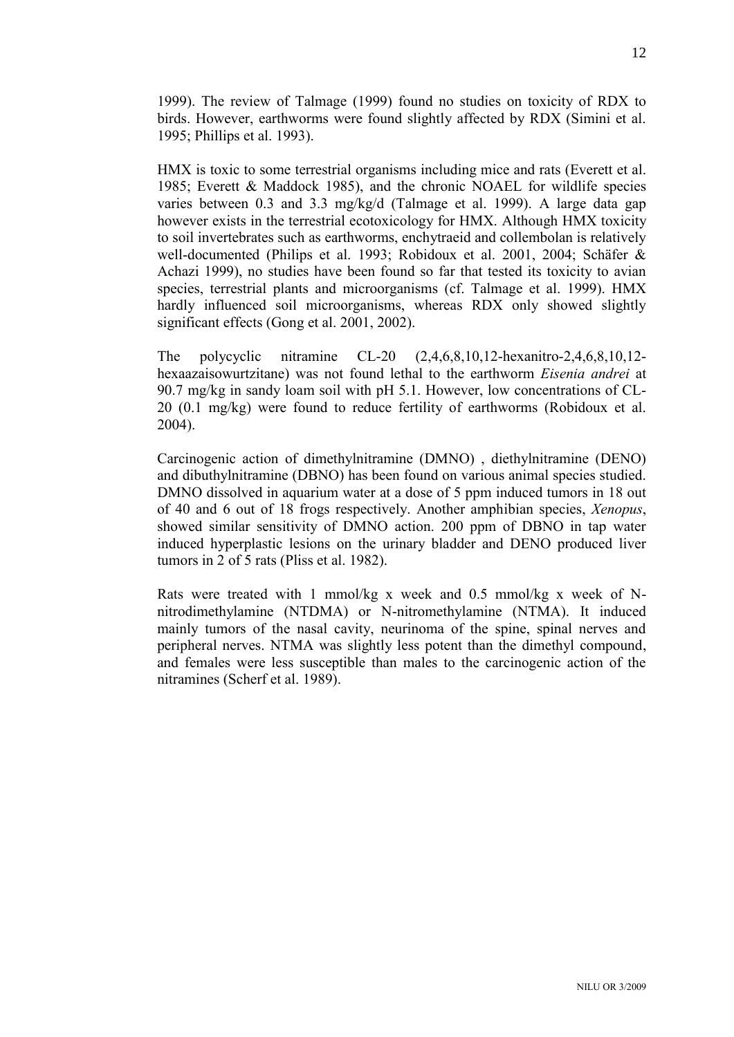1999). The review of Talmage (1999) found no studies on toxicity of RDX to birds. However, earthworms were found slightly affected by RDX (Simini et al. 1995; Phillips et al. 1993).

HMX is toxic to some terrestrial organisms including mice and rats (Everett et al. 1985; Everett & Maddock 1985), and the chronic NOAEL for wildlife species varies between 0.3 and 3.3 mg/kg/d (Talmage et al. 1999). A large data gap however exists in the terrestrial ecotoxicology for HMX. Although HMX toxicity to soil invertebrates such as earthworms, enchytraeid and collembolan is relatively well-documented (Philips et al. 1993; Robidoux et al. 2001, 2004; Schäfer & Achazi 1999), no studies have been found so far that tested its toxicity to avian species, terrestrial plants and microorganisms (cf. Talmage et al. 1999). HMX hardly influenced soil microorganisms, whereas RDX only showed slightly significant effects (Gong et al. 2001, 2002).

The polycyclic nitramine CL-20 (2,4,6,8,10,12-hexanitro-2,4,6,8,10,12-hexaazaisowurtzitane) was not found lethal to the earthworm *Eisenia andrei* at 90.7 mg/kg in sandy loam soil with pH 5.1. However, low concentrations of CL-20 (0.1 mg/kg) were found to reduce fertility of earthworms (Robidoux et al. 2004).

Carcinogenic action of dimethylnitramine (DMNO) , diethylnitramine (DENO) and dibuthylnitramine (DBNO) has been found on various animal species studied. DMNO dissolved in aquarium water at a dose of 5 ppm induced tumors in 18 out of 40 and 6 out of 18 frogs respectively. Another amphibian species, *Xenopus*, showed similar sensitivity of DMNO action. 200 ppm of DBNO in tap water induced hyperplastic lesions on the urinary bladder and DENO produced liver tumors in 2 of 5 rats (Pliss et al. 1982).

Rats were treated with 1 mmol/kg x week and 0.5 mmol/kg x week of N-nitrodimethylamine (NTDMA) or N-nitromethylamine (NTMA). It induced mainly tumors of the nasal cavity, neurinoma of the spine, spinal nerves and peripheral nerves. NTMA was slightly less potent than the dimethyl compound, and females were less susceptible than males to the carcinogenic action of the nitramines (Scherf et al. 1989).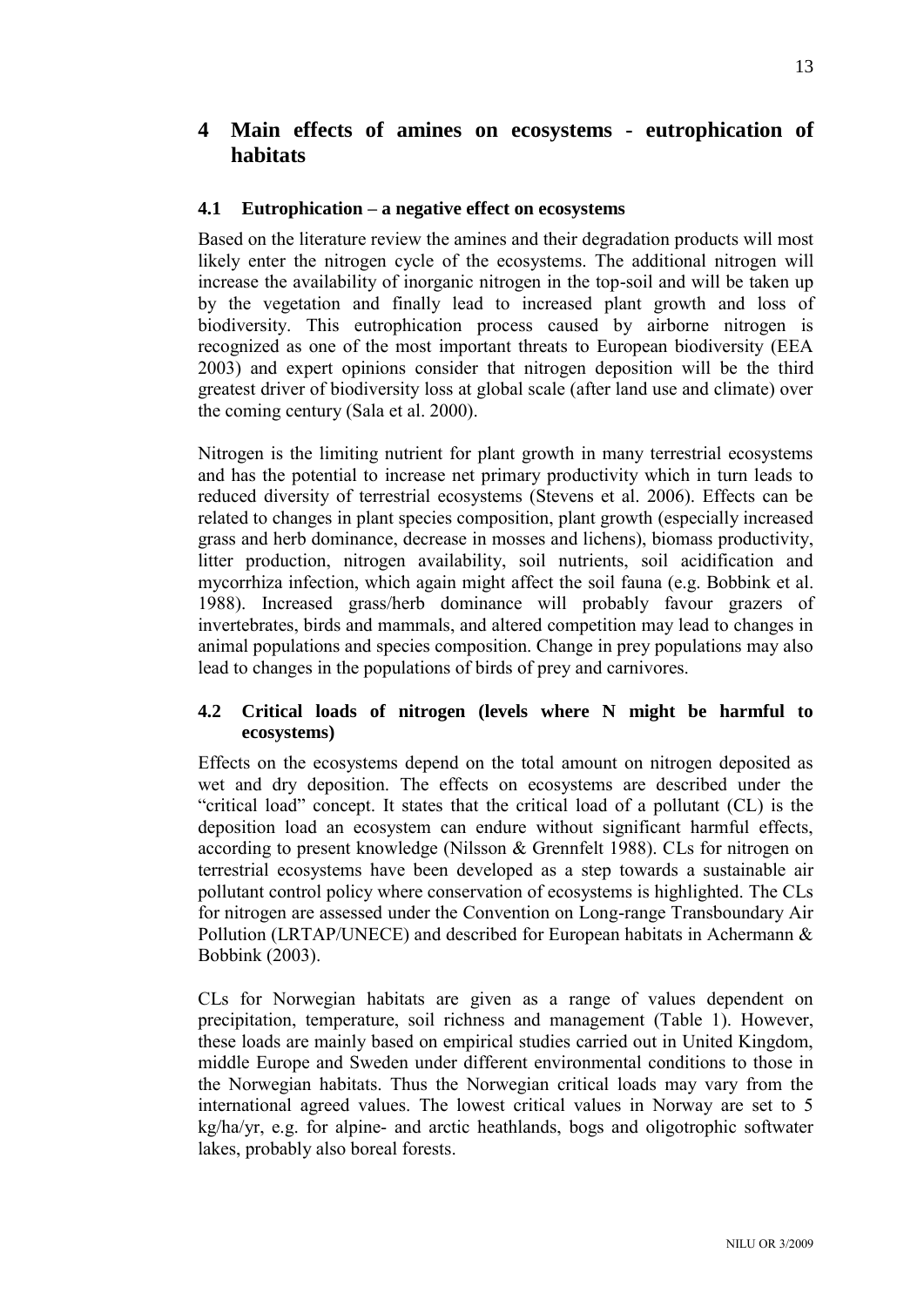# 4 Main effects of amines on ecosystems - eutrophication of habitats

## 4.1 Eutrophication – a negative effect on ecosystems

Based on the literature review the amines and their degradation products will most likely enter the nitrogen cycle of the ecosystems. The additional nitrogen will increase the availability of inorganic nitrogen in the top-soil and will be taken up by the vegetation and finally lead to increased plant growth and loss of biodiversity. This eutrophication process caused by airborne nitrogen is recognized as one of the most important threats to European biodiversity (EEA 2003) and expert opinions consider that nitrogen deposition will be the third greatest driver of biodiversity loss at global scale (after land use and climate) over the coming century (Sala et al. 2000).

Nitrogen is the limiting nutrient for plant growth in many terrestrial ecosystems and has the potential to increase net primary productivity which in turn leads to reduced diversity of terrestrial ecosystems (Stevens et al. 2006). Effects can be related to changes in plant species composition, plant growth (especially increased grass and herb dominance, decrease in mosses and lichens), biomass productivity, litter production, nitrogen availability, soil nutrients, soil acidification and mycorrhiza infection, which again might affect the soil fauna (e.g. Bobbink et al. 1988). Increased grass/herb dominance will probably favour grazers of invertebrates, birds and mammals, and altered competition may lead to changes in animal populations and species composition. Change in prey populations may also lead to changes in the populations of birds of prey and carnivores.

## 4.2 Critical loads of nitrogen (levels where N might be harmful to ecosystems)

Effects on the ecosystems depend on the total amount on nitrogen deposited as wet and dry deposition. The effects on ecosystems are described under the "critical load" concept. It states that the critical load of a pollutant (CL) is the deposition load an ecosystem can endure without significant harmful effects, according to present knowledge (Nilsson & Grennfelt 1988). CLs for nitrogen on terrestrial ecosystems have been developed as a step towards a sustainable air pollutant control policy where conservation of ecosystems is highlighted. The CLs for nitrogen are assessed under the Convention on Long-range Transboundary Air Pollution (LRTAP/UNECE) and described for European habitats in Achermann & Bobbink (2003).

CLs for Norwegian habitats are given as a range of values dependent on precipitation, temperature, soil richness and management (Table 1). However, these loads are mainly based on empirical studies carried out in United Kingdom, middle Europe and Sweden under different environmental conditions to those in the Norwegian habitats. Thus the Norwegian critical loads may vary from the international agreed values. The lowest critical values in Norway are set to 5 kg/ha/yr, e.g. for alpine- and arctic heathlands, bogs and oligotrophic softwater lakes, probably also boreal forests.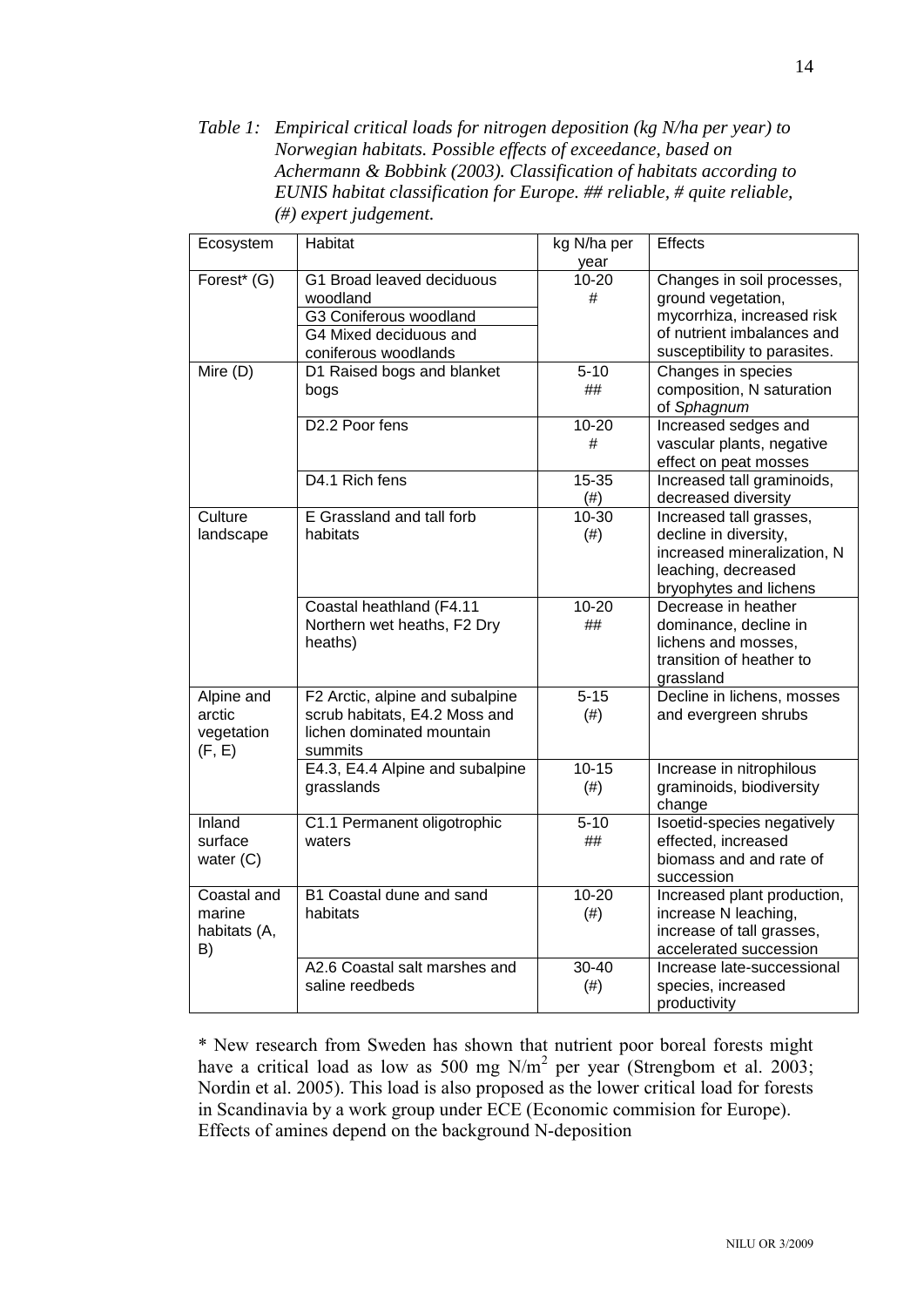*Table 1: Empirical critical loads for nitrogen deposition (kg N/ha per year) to Norwegian habitats. Possible effects of exceedance, based on Achermann & Bobbink (2003). Classification of habitats according to EUNIS habitat classification for Europe. ## reliable, # quite reliable, (#) expert judgement.*

| Ecosystem | Habitat | kg N/ha per year | Effects |
|---|---|---|---|
| Forest* (G) | G1 Broad leaved deciduous woodland<br>G3 Coniferous woodland<br>G4 Mixed deciduous and coniferous woodlands | 10-20<br># | Changes in soil processes, ground vegetation, mycorrhiza, increased risk of nutrient imbalances and susceptibility to parasites. |
| Mire (D) | D1 Raised bogs and blanket bogs | 5-10<br>## | Changes in species composition, N saturation of *Sphagnum* |
| | D2.2 Poor fens | 10-20<br># | Increased sedges and vascular plants, negative effect on peat mosses |
| | D4.1 Rich fens | 15-35<br>(#) | Increased tall graminoids, decreased diversity |
| Culture landscape | E Grassland and tall forb habitats | 10-30<br>(#) | Increased tall grasses, decline in diversity, increased mineralization, N leaching, decreased bryophytes and lichens |
| | Coastal heathland (F4.11 Northern wet heaths, F2 Dry heaths) | 10-20<br>## | Decrease in heather dominance, decline in lichens and mosses, transition of heather to grassland |
| Alpine and arctic vegetation (F, E) | F2 Arctic, alpine and subalpine scrub habitats, E4.2 Moss and lichen dominated mountain summits | 5-15<br>(#) | Decline in lichens, mosses and evergreen shrubs |
| | E4.3, E4.4 Alpine and subalpine grasslands | 10-15<br>(#) | Increase in nitrophilous graminoids, biodiversity change |
| Inland surface water (C) | C1.1 Permanent oligotrophic waters | 5-10<br>## | Isoetid-species negatively effected, increased biomass and and rate of succession |
| Coastal and marine habitats (A, B) | B1 Coastal dune and sand habitats | 10-20<br>(#) | Increased plant production, increase N leaching, increase of tall grasses, accelerated succession |
| | A2.6 Coastal salt marshes and saline reedbeds | 30-40<br>(#) | Increase late-successional species, increased productivity |

\* New research from Sweden has shown that nutrient poor boreal forests might have a critical load as low as 500 mg $N/m^2$ per year (Strengbom et al. 2003; Nordin et al. 2005). This load is also proposed as the lower critical load for forests in Scandinavia by a work group under ECE (Economic commision for Europe). Effects of amines depend on the background N-deposition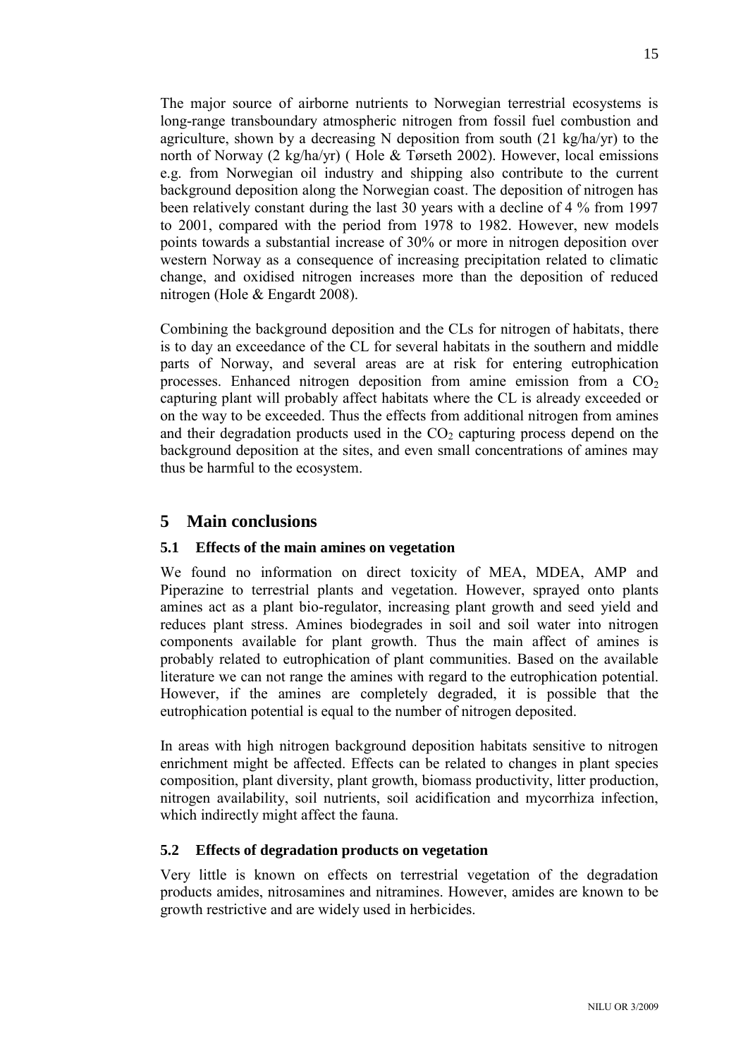The major source of airborne nutrients to Norwegian terrestrial ecosystems is long-range transboundary atmospheric nitrogen from fossil fuel combustion and agriculture, shown by a decreasing N deposition from south (21 kg/ha/yr) to the north of Norway (2 kg/ha/yr) ( Hole & Tørseth 2002). However, local emissions e.g. from Norwegian oil industry and shipping also contribute to the current background deposition along the Norwegian coast. The deposition of nitrogen has been relatively constant during the last 30 years with a decline of 4 % from 1997 to 2001, compared with the period from 1978 to 1982. However, new models points towards a substantial increase of 30% or more in nitrogen deposition over western Norway as a consequence of increasing precipitation related to climatic change, and oxidised nitrogen increases more than the deposition of reduced nitrogen (Hole & Engardt 2008).

Combining the background deposition and the CLs for nitrogen of habitats, there is to day an exceedance of the CL for several habitats in the southern and middle parts of Norway, and several areas are at risk for entering eutrophication processes. Enhanced nitrogen deposition from amine emission from a $CO_2$ capturing plant will probably affect habitats where the CL is already exceeded or on the way to be exceeded. Thus the effects from additional nitrogen from amines and their degradation products used in the $CO_2$ capturing process depend on the background deposition at the sites, and even small concentrations of amines may thus be harmful to the ecosystem.

# 5 Main conclusions

## 5.1 Effects of the main amines on vegetation

We found no information on direct toxicity of MEA, MDEA, AMP and Piperazine to terrestrial plants and vegetation. However, sprayed onto plants amines act as a plant bio-regulator, increasing plant growth and seed yield and reduces plant stress. Amines biodegrades in soil and soil water into nitrogen components available for plant growth. Thus the main affect of amines is probably related to eutrophication of plant communities. Based on the available literature we can not range the amines with regard to the eutrophication potential. However, if the amines are completely degraded, it is possible that the eutrophication potential is equal to the number of nitrogen deposited.

In areas with high nitrogen background deposition habitats sensitive to nitrogen enrichment might be affected. Effects can be related to changes in plant species composition, plant diversity, plant growth, biomass productivity, litter production, nitrogen availability, soil nutrients, soil acidification and mycorrhiza infection, which indirectly might affect the fauna.

## 5.2 Effects of degradation products on vegetation

Very little is known on effects on terrestrial vegetation of the degradation products amides, nitrosamines and nitramines. However, amides are known to be growth restrictive and are widely used in herbicides.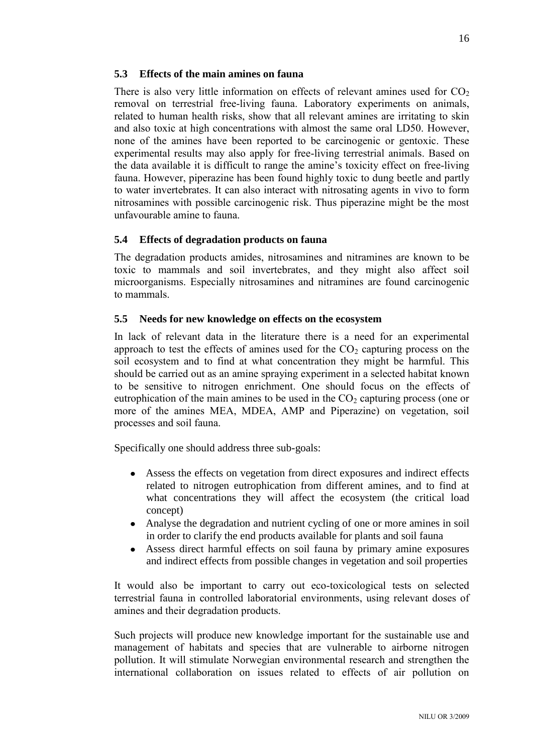### 5.3 Effects of the main amines on fauna

There is also very little information on effects of relevant amines used for $CO_2$ removal on terrestrial free-living fauna. Laboratory experiments on animals, related to human health risks, show that all relevant amines are irritating to skin and also toxic at high concentrations with almost the same oral LD50. However, none of the amines have been reported to be carcinogenic or gentoxic. These experimental results may also apply for free-living terrestrial animals. Based on the data available it is difficult to range the amine's toxicity effect on free-living fauna. However, piperazine has been found highly toxic to dung beetle and partly to water invertebrates. It can also interact with nitrosating agents in vivo to form nitrosamines with possible carcinogenic risk. Thus piperazine might be the most unfavourable amine to fauna.

### 5.4 Effects of degradation products on fauna

The degradation products amides, nitrosamines and nitramines are known to be toxic to mammals and soil invertebrates, and they might also affect soil microorganisms. Especially nitrosamines and nitramines are found carcinogenic to mammals.

### 5.5 Needs for new knowledge on effects on the ecosystem

In lack of relevant data in the literature there is a need for an experimental approach to test the effects of amines used for the $CO_2$ capturing process on the soil ecosystem and to find at what concentration they might be harmful. This should be carried out as an amine spraying experiment in a selected habitat known to be sensitive to nitrogen enrichment. One should focus on the effects of eutrophication of the main amines to be used in the $CO_2$ capturing process (one or more of the amines MEA, MDEA, AMP and Piperazine) on vegetation, soil processes and soil fauna.

Specifically one should address three sub-goals:

- Assess the effects on vegetation from direct exposures and indirect effects related to nitrogen eutrophication from different amines, and to find at what concentrations they will affect the ecosystem (the critical load concept)
- Analyse the degradation and nutrient cycling of one or more amines in soil in order to clarify the end products available for plants and soil fauna
- Assess direct harmful effects on soil fauna by primary amine exposures and indirect effects from possible changes in vegetation and soil properties

It would also be important to carry out eco-toxicological tests on selected terrestrial fauna in controlled laboratorial environments, using relevant doses of amines and their degradation products.

Such projects will produce new knowledge important for the sustainable use and management of habitats and species that are vulnerable to airborne nitrogen pollution. It will stimulate Norwegian environmental research and strengthen the international collaboration on issues related to effects of air pollution on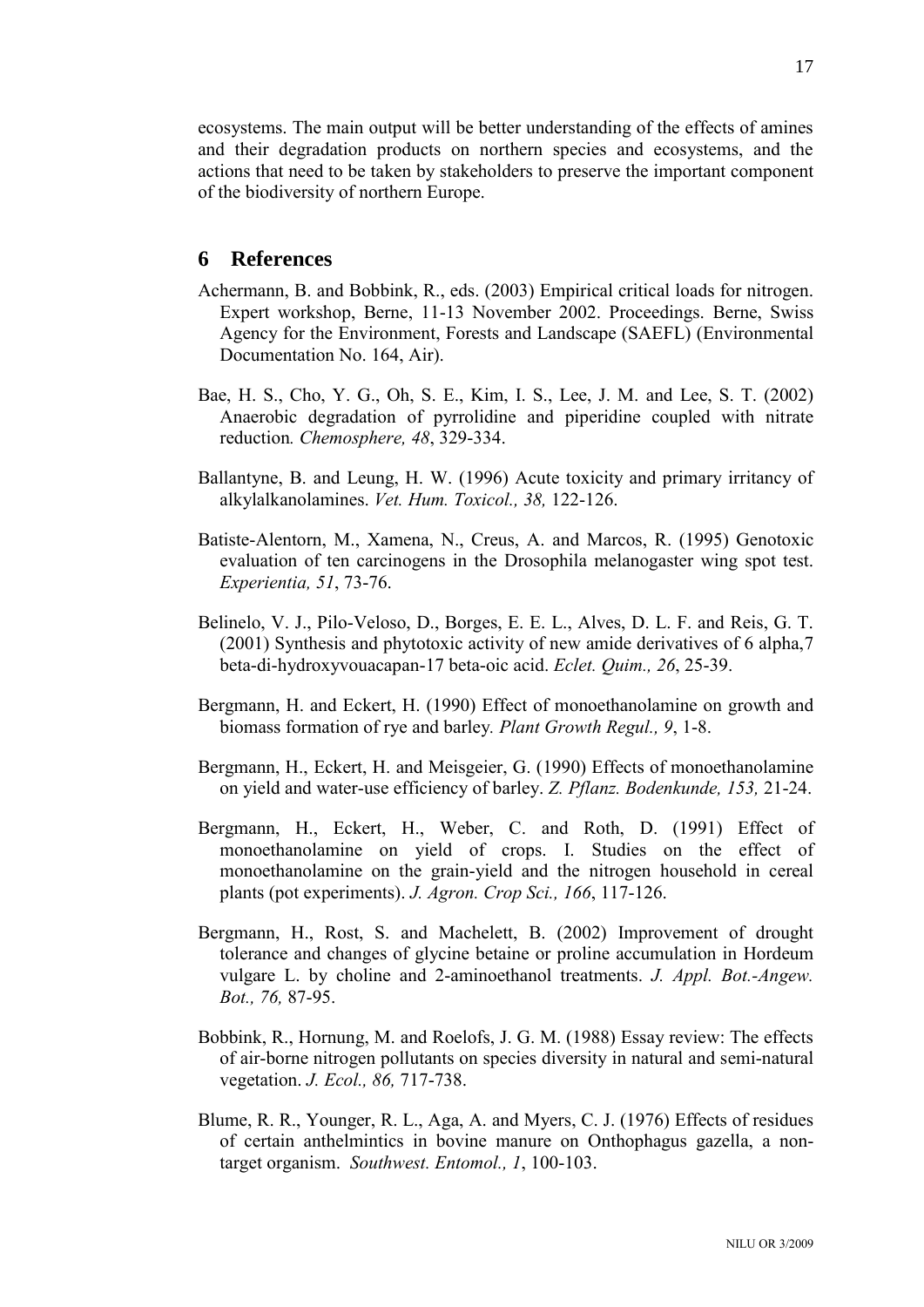ecosystems. The main output will be better understanding of the effects of amines and their degradation products on northern species and ecosystems, and the actions that need to be taken by stakeholders to preserve the important component of the biodiversity of northern Europe.

## 6 References

Achermann, B. and Bobbink, R., eds. (2003) Empirical critical loads for nitrogen. Expert workshop, Berne, 11-13 November 2002. Proceedings. Berne, Swiss Agency for the Environment, Forests and Landscape (SAEFL) (Environmental Documentation No. 164, Air).

Bae, H. S., Cho, Y. G., Oh, S. E., Kim, I. S., Lee, J. M. and Lee, S. T. (2002) Anaerobic degradation of pyrrolidine and piperidine coupled with nitrate reduction*. Chemosphere, 48*, 329-334.

Ballantyne, B. and Leung, H. W. (1996) Acute toxicity and primary irritancy of alkylalkanolamines. *Vet. Hum. Toxicol., 38,* 122-126.

Batiste-Alentorn, M., Xamena, N., Creus, A. and Marcos, R. (1995) Genotoxic evaluation of ten carcinogens in the Drosophila melanogaster wing spot test. *Experientia, 51*, 73-76.

Belinelo, V. J., Pilo-Veloso, D., Borges, E. E. L., Alves, D. L. F. and Reis, G. T. (2001) Synthesis and phytotoxic activity of new amide derivatives of 6 alpha,7 beta-di-hydroxyvouacapan-17 beta-oic acid. *Eclet. Quim., 26*, 25-39.

Bergmann, H. and Eckert, H. (1990) Effect of monoethanolamine on growth and biomass formation of rye and barley*. Plant Growth Regul., 9*, 1-8.

Bergmann, H., Eckert, H. and Meisgeier, G. (1990) Effects of monoethanolamine on yield and water-use efficiency of barley. *Z. Pflanz. Bodenkunde, 153,* 21-24.

Bergmann, H., Eckert, H., Weber, C. and Roth, D. (1991) Effect of monoethanolamine on yield of crops. I. Studies on the effect of monoethanolamine on the grain-yield and the nitrogen household in cereal plants (pot experiments). *J. Agron. Crop Sci., 166*, 117-126.

Bergmann, H., Rost, S. and Machelett, B. (2002) Improvement of drought tolerance and changes of glycine betaine or proline accumulation in Hordeum vulgare L. by choline and 2-aminoethanol treatments. *J. Appl. Bot.-Angew. Bot., 76,* 87-95.

Bobbink, R., Hornung, M. and Roelofs, J. G. M. (1988) Essay review: The effects of air-borne nitrogen pollutants on species diversity in natural and semi-natural vegetation. *J. Ecol., 86,* 717-738.

Blume, R. R., Younger, R. L., Aga, A. and Myers, C. J. (1976) Effects of residues of certain anthelmintics in bovine manure on Onthophagus gazella, a non-target organism. *Southwest. Entomol., 1*, 100-103.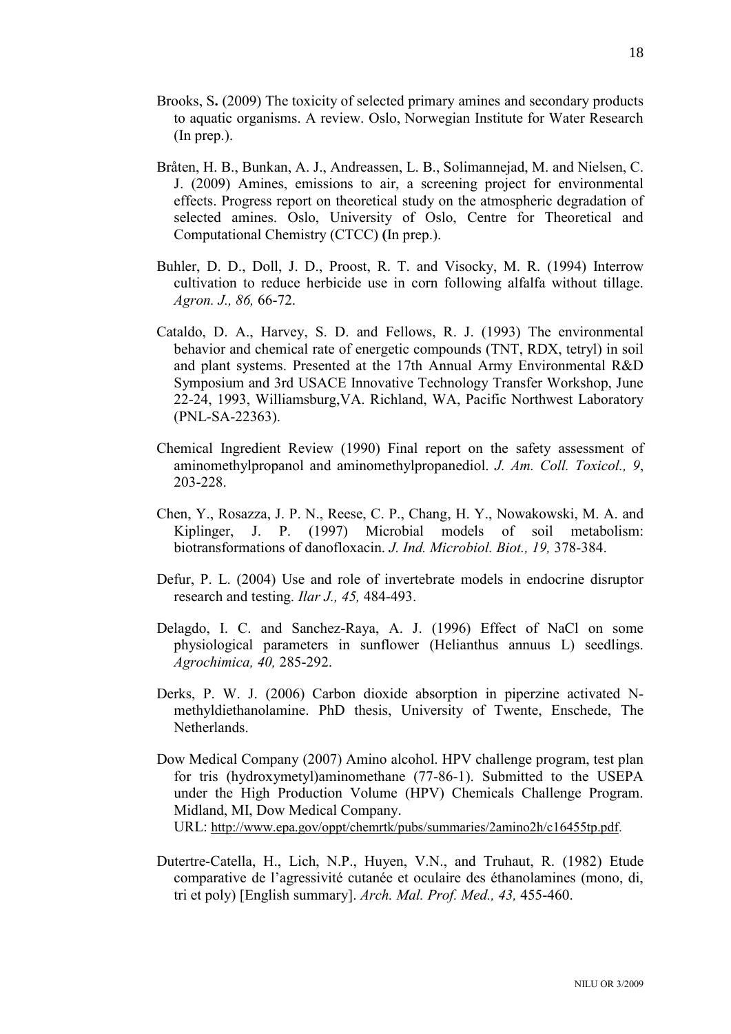Brooks, S**.** (2009) The toxicity of selected primary amines and secondary products to aquatic organisms. A review. Oslo, Norwegian Institute for Water Research (In prep.).

Bråten, H. B., Bunkan, A. J., Andreassen, L. B., Solimannejad, M. and Nielsen, C. J. (2009) Amines, emissions to air, a screening project for environmental effects. Progress report on theoretical study on the atmospheric degradation of selected amines. Oslo, University of Oslo, Centre for Theoretical and Computational Chemistry (CTCC) **(**In prep.).

Buhler, D. D., Doll, J. D., Proost, R. T. and Visocky, M. R. (1994) Interrow cultivation to reduce herbicide use in corn following alfalfa without tillage. *Agron. J., 86,* 66-72.

Cataldo, D. A., Harvey, S. D. and Fellows, R. J. (1993) The environmental behavior and chemical rate of energetic compounds (TNT, RDX, tetryl) in soil and plant systems. Presented at the 17th Annual Army Environmental R&D Symposium and 3rd USACE Innovative Technology Transfer Workshop, June 22-24, 1993, Williamsburg,VA. Richland, WA, Pacific Northwest Laboratory (PNL-SA-22363).

Chemical Ingredient Review (1990) Final report on the safety assessment of aminomethylpropanol and aminomethylpropanediol. *J. Am. Coll. Toxicol., 9*, 203-228.

Chen, Y., Rosazza, J. P. N., Reese, C. P., Chang, H. Y., Nowakowski, M. A. and Kiplinger, J. P. (1997) Microbial models of soil metabolism: biotransformations of danofloxacin. *J. Ind. Microbiol. Biot., 19,* 378-384.

Defur, P. L. (2004) Use and role of invertebrate models in endocrine disruptor research and testing. *Ilar J., 45,* 484-493.

Delagdo, I. C. and Sanchez-Raya, A. J. (1996) Effect of NaCl on some physiological parameters in sunflower (Helianthus annuus L) seedlings. *Agrochimica, 40,* 285-292.

Derks, P. W. J. (2006) Carbon dioxide absorption in piperzine activated N-methyldiethanolamine. PhD thesis, University of Twente, Enschede, The Netherlands.

Dow Medical Company (2007) Amino alcohol. HPV challenge program, test plan for tris (hydroxymetyl)aminomethane (77-86-1). Submitted to the USEPA under the High Production Volume (HPV) Chemicals Challenge Program. Midland, MI, Dow Medical Company.
URL: http://www.epa.gov/oppt/chemrtk/pubs/summaries/2amino2h/c16455tp.pdf.

Dutertre-Catella, H., Lich, N.P., Huyen, V.N., and Truhaut, R. (1982) Etude comparative de l'agressivité cutanée et oculaire des éthanolamines (mono, di, tri et poly) [English summary]. *Arch. Mal. Prof. Med., 43,* 455-460.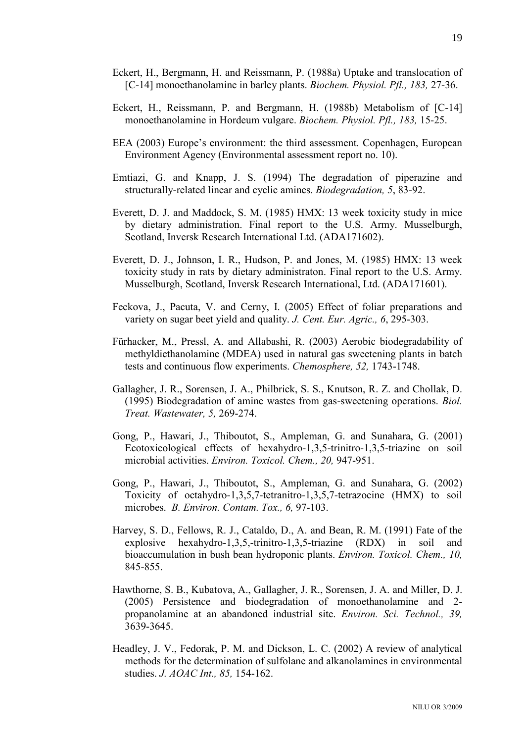Eckert, H., Bergmann, H. and Reissmann, P. (1988a) Uptake and translocation of [C-14] monoethanolamine in barley plants. *Biochem. Physiol. Pfl., 183,* 27-36.

Eckert, H., Reissmann, P. and Bergmann, H. (1988b) Metabolism of [C-14] monoethanolamine in Hordeum vulgare. *Biochem. Physiol. Pfl., 183,* 15-25.

EEA (2003) Europe's environment: the third assessment. Copenhagen, European Environment Agency (Environmental assessment report no. 10).

Emtiazi, G. and Knapp, J. S. (1994) The degradation of piperazine and structurally-related linear and cyclic amines. *Biodegradation, 5*, 83-92.

Everett, D. J. and Maddock, S. M. (1985) HMX: 13 week toxicity study in mice by dietary administration. Final report to the U.S. Army. Musselburgh, Scotland, Inversk Research International Ltd. (ADA171602).

Everett, D. J., Johnson, I. R., Hudson, P. and Jones, M. (1985) HMX: 13 week toxicity study in rats by dietary administraton. Final report to the U.S. Army. Musselburgh, Scotland, Inversk Research International, Ltd. (ADA171601).

Feckova, J., Pacuta, V. and Cerny, I. (2005) Effect of foliar preparations and variety on sugar beet yield and quality. *J. Cent. Eur. Agric., 6*, 295-303.

Fürhacker, M., Pressl, A. and Allabashi, R. (2003) Aerobic biodegradability of methyldiethanolamine (MDEA) used in natural gas sweetening plants in batch tests and continuous flow experiments. *Chemosphere, 52,* 1743-1748.

Gallagher, J. R., Sorensen, J. A., Philbrick, S. S., Knutson, R. Z. and Chollak, D. (1995) Biodegradation of amine wastes from gas-sweetening operations. *Biol. Treat. Wastewater, 5,* 269-274.

Gong, P., Hawari, J., Thiboutot, S., Ampleman, G. and Sunahara, G. (2001) Ecotoxicological effects of hexahydro-1,3,5-trinitro-1,3,5-triazine on soil microbial activities. *Environ. Toxicol. Chem., 20,* 947-951.

Gong, P., Hawari, J., Thiboutot, S., Ampleman, G. and Sunahara, G. (2002) Toxicity of octahydro-1,3,5,7-tetranitro-1,3,5,7-tetrazocine (HMX) to soil microbes. *B. Environ. Contam. Tox., 6,* 97-103.

Harvey, S. D., Fellows, R. J., Cataldo, D., A. and Bean, R. M. (1991) Fate of the explosive hexahydro-1,3,5,-trinitro-1,3,5-triazine (RDX) in soil and bioaccumulation in bush bean hydroponic plants. *Environ. Toxicol. Chem., 10,* 845-855.

Hawthorne, S. B., Kubatova, A., Gallagher, J. R., Sorensen, J. A. and Miller, D. J. (2005) Persistence and biodegradation of monoethanolamine and 2-propanolamine at an abandoned industrial site. *Environ. Sci. Technol., 39,* 3639-3645.

Headley, J. V., Fedorak, P. M. and Dickson, L. C. (2002) A review of analytical methods for the determination of sulfolane and alkanolamines in environmental studies. *J. AOAC Int., 85,* 154-162.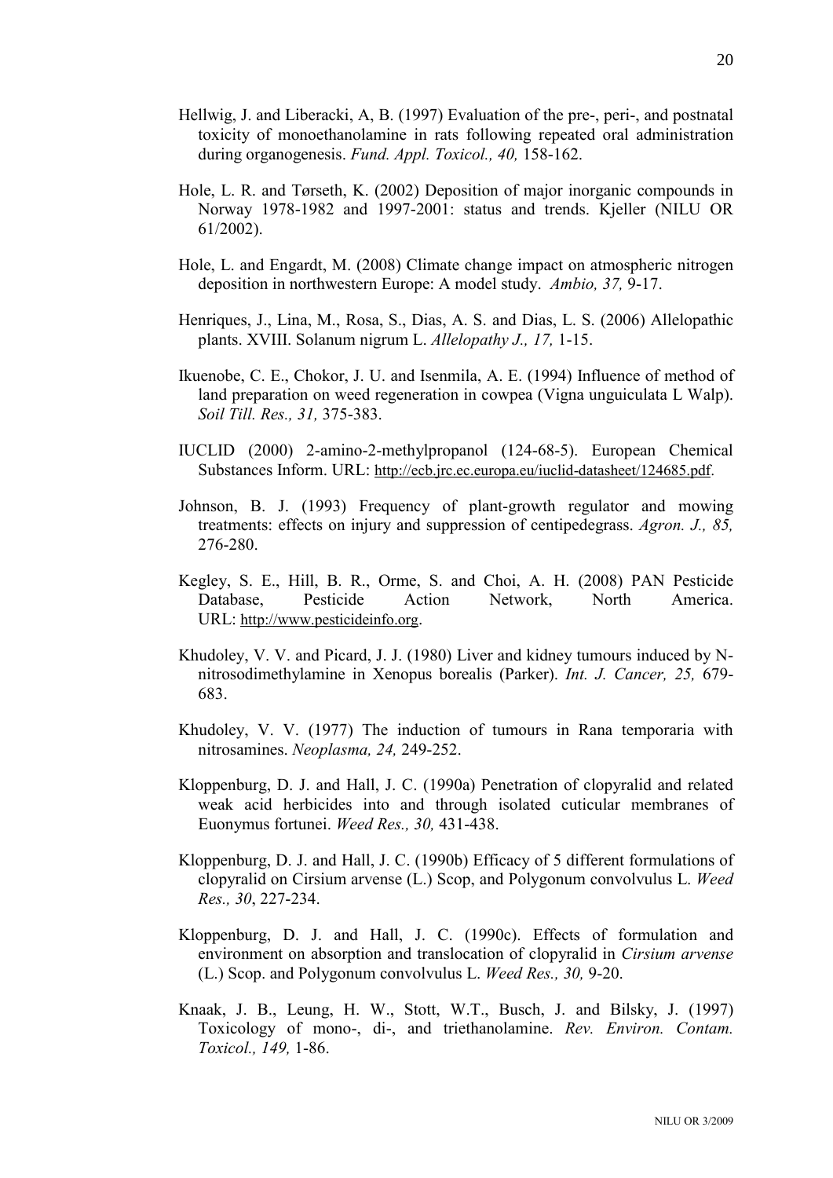Hellwig, J. and Liberacki, A, B. (1997) Evaluation of the pre-, peri-, and postnatal toxicity of monoethanolamine in rats following repeated oral administration during organogenesis. *Fund. Appl. Toxicol., 40,* 158-162.

Hole, L. R. and Tørseth, K. (2002) Deposition of major inorganic compounds in Norway 1978-1982 and 1997-2001: status and trends. Kjeller (NILU OR 61/2002).

Hole, L. and Engardt, M. (2008) Climate change impact on atmospheric nitrogen deposition in northwestern Europe: A model study. *Ambio, 37,* 9-17.

Henriques, J., Lina, M., Rosa, S., Dias, A. S. and Dias, L. S. (2006) Allelopathic plants. XVIII. Solanum nigrum L. *Allelopathy J., 17,* 1-15.

Ikuenobe, C. E., Chokor, J. U. and Isenmila, A. E. (1994) Influence of method of land preparation on weed regeneration in cowpea (Vigna unguiculata L Walp). *Soil Till. Res., 31,* 375-383.

IUCLID (2000) 2-amino-2-methylpropanol (124-68-5). European Chemical Substances Inform. URL: http://ecb.jrc.ec.europa.eu/iuclid-datasheet/124685.pdf.

Johnson, B. J. (1993) Frequency of plant-growth regulator and mowing treatments: effects on injury and suppression of centipedegrass. *Agron. J., 85,* 276-280.

Kegley, S. E., Hill, B. R., Orme, S. and Choi, A. H. (2008) PAN Pesticide Database, Pesticide Action Network, North America. URL: http://www.pesticideinfo.org.

Khudoley, V. V. and Picard, J. J. (1980) Liver and kidney tumours induced by N-nitrosodimethylamine in Xenopus borealis (Parker). *Int. J. Cancer, 25,* 679-683.

Khudoley, V. V. (1977) The induction of tumours in Rana temporaria with nitrosamines. *Neoplasma, 24,* 249-252.

Kloppenburg, D. J. and Hall, J. C. (1990a) Penetration of clopyralid and related weak acid herbicides into and through isolated cuticular membranes of Euonymus fortunei. *Weed Res., 30,* 431-438.

Kloppenburg, D. J. and Hall, J. C. (1990b) Efficacy of 5 different formulations of clopyralid on Cirsium arvense (L.) Scop, and Polygonum convolvulus L. *Weed Res., 30*, 227-234.

Kloppenburg, D. J. and Hall, J. C. (1990c). Effects of formulation and environment on absorption and translocation of clopyralid in *Cirsium arvense* (L.) Scop. and Polygonum convolvulus L. *Weed Res., 30,* 9-20.

Knaak, J. B., Leung, H. W., Stott, W.T., Busch, J. and Bilsky, J. (1997) Toxicology of mono-, di-, and triethanolamine. *Rev. Environ. Contam. Toxicol., 149,* 1-86.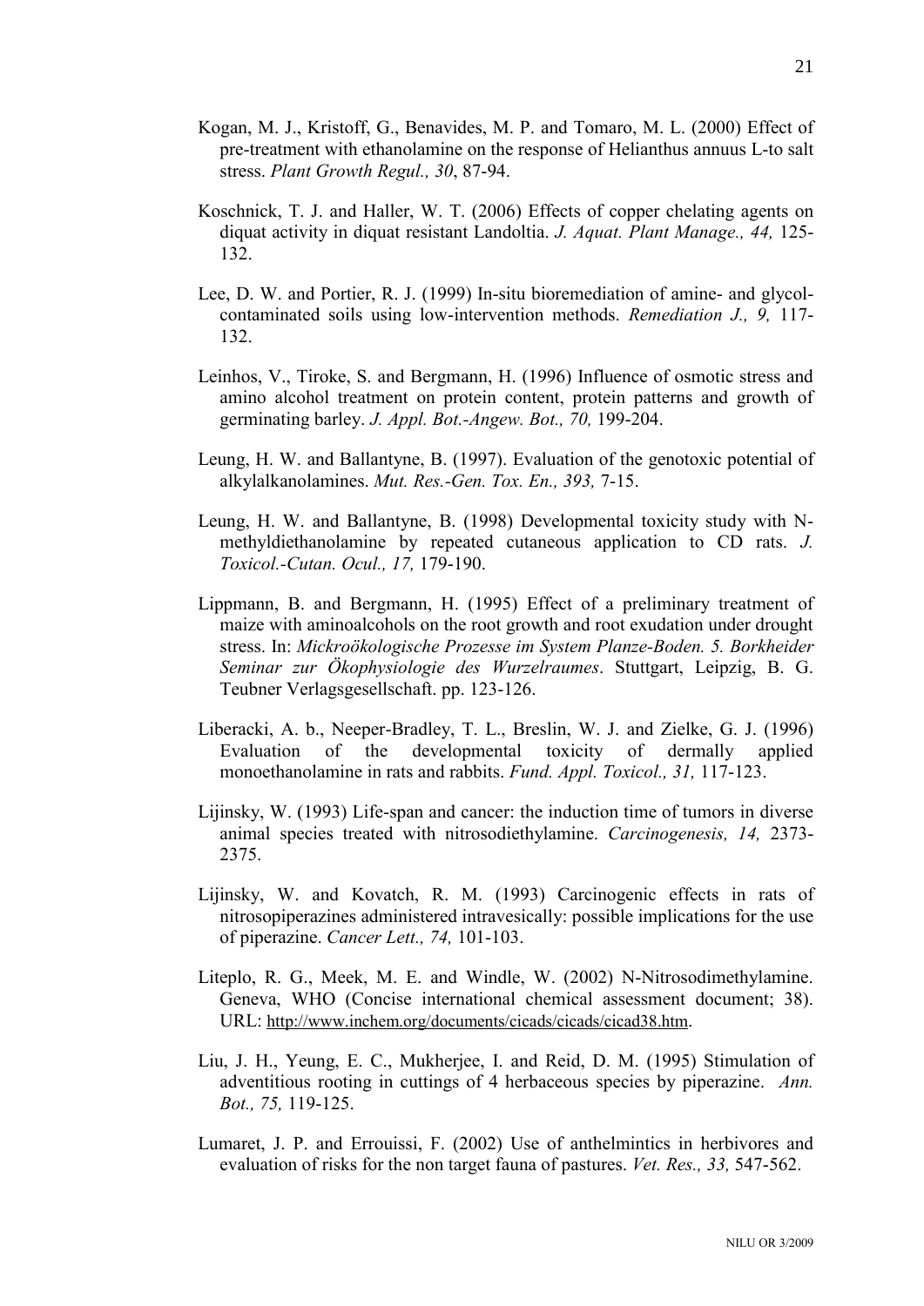Kogan, M. J., Kristoff, G., Benavides, M. P. and Tomaro, M. L. (2000) Effect of pre-treatment with ethanolamine on the response of Helianthus annuus L-to salt stress. *Plant Growth Regul., 30*, 87-94.

Koschnick, T. J. and Haller, W. T. (2006) Effects of copper chelating agents on diquat activity in diquat resistant Landoltia. *J. Aquat. Plant Manage., 44,* 125-132.

Lee, D. W. and Portier, R. J. (1999) In-situ bioremediation of amine- and glycol-contaminated soils using low-intervention methods. *Remediation J., 9,* 117-132.

Leinhos, V., Tiroke, S. and Bergmann, H. (1996) Influence of osmotic stress and amino alcohol treatment on protein content, protein patterns and growth of germinating barley. *J. Appl. Bot.-Angew. Bot., 70,* 199-204.

Leung, H. W. and Ballantyne, B. (1997). Evaluation of the genotoxic potential of alkylalkanolamines. *Mut. Res.-Gen. Tox. En., 393,* 7-15.

Leung, H. W. and Ballantyne, B. (1998) Developmental toxicity study with N-methyldiethanolamine by repeated cutaneous application to CD rats. *J. Toxicol.-Cutan. Ocul., 17,* 179-190.

Lippmann, B. and Bergmann, H. (1995) Effect of a preliminary treatment of maize with aminoalcohols on the root growth and root exudation under drought stress. In: *Mickroökologische Prozesse im System Planze-Boden. 5. Borkheider Seminar zur Ökophysiologie des Wurzelraumes*. Stuttgart, Leipzig, B. G. Teubner Verlagsgesellschaft. pp. 123-126.

Liberacki, A. b., Neeper-Bradley, T. L., Breslin, W. J. and Zielke, G. J. (1996) Evaluation of the developmental toxicity of dermally applied monoethanolamine in rats and rabbits. *Fund. Appl. Toxicol., 31,* 117-123.

Lijinsky, W. (1993) Life-span and cancer: the induction time of tumors in diverse animal species treated with nitrosodiethylamine. *Carcinogenesis, 14,* 2373-2375.

Lijinsky, W. and Kovatch, R. M. (1993) Carcinogenic effects in rats of nitrosopiperazines administered intravesically: possible implications for the use of piperazine. *Cancer Lett., 74,* 101-103.

Liteplo, R. G., Meek, M. E. and Windle, W. (2002) N-Nitrosodimethylamine. Geneva, WHO (Concise international chemical assessment document; 38). URL: http://www.inchem.org/documents/cicads/cicads/cicad38.htm.

Liu, J. H., Yeung, E. C., Mukherjee, I. and Reid, D. M. (1995) Stimulation of adventitious rooting in cuttings of 4 herbaceous species by piperazine. *Ann. Bot., 75,* 119-125.

Lumaret, J. P. and Errouissi, F. (2002) Use of anthelmintics in herbivores and evaluation of risks for the non target fauna of pastures. *Vet. Res., 33,* 547-562.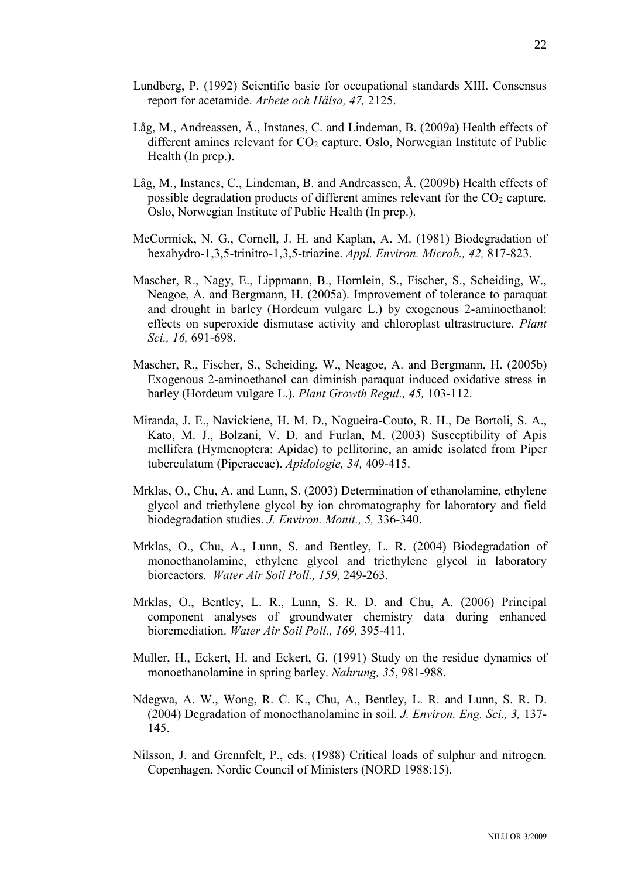Lundberg, P. (1992) Scientific basic for occupational standards XIII. Consensus report for acetamide. *Arbete och Hälsa, 47,* 2125.

Låg, M., Andreassen, Å., Instanes, C. and Lindeman, B. (2009a**)** Health effects of different amines relevant for $CO_2$ capture. Oslo, Norwegian Institute of Public Health (In prep.).

Låg, M., Instanes, C., Lindeman, B. and Andreassen, Å. (2009b**)** Health effects of possible degradation products of different amines relevant for the $CO_2$ capture. Oslo, Norwegian Institute of Public Health (In prep.).

McCormick, N. G., Cornell, J. H. and Kaplan, A. M. (1981) Biodegradation of hexahydro-1,3,5-trinitro-1,3,5-triazine. *Appl. Environ. Microb., 42,* 817-823.

Mascher, R., Nagy, E., Lippmann, B., Hornlein, S., Fischer, S., Scheiding, W., Neagoe, A. and Bergmann, H. (2005a). Improvement of tolerance to paraquat and drought in barley (Hordeum vulgare L.) by exogenous 2-aminoethanol: effects on superoxide dismutase activity and chloroplast ultrastructure. *Plant Sci., 16,* 691-698.

Mascher, R., Fischer, S., Scheiding, W., Neagoe, A. and Bergmann, H. (2005b) Exogenous 2-aminoethanol can diminish paraquat induced oxidative stress in barley (Hordeum vulgare L.). *Plant Growth Regul., 45,* 103-112.

Miranda, J. E., Navickiene, H. M. D., Nogueira-Couto, R. H., De Bortoli, S. A., Kato, M. J., Bolzani, V. D. and Furlan, M. (2003) Susceptibility of Apis mellifera (Hymenoptera: Apidae) to pellitorine, an amide isolated from Piper tuberculatum (Piperaceae). *Apidologie, 34,* 409-415.

Mrklas, O., Chu, A. and Lunn, S. (2003) Determination of ethanolamine, ethylene glycol and triethylene glycol by ion chromatography for laboratory and field biodegradation studies. *J. Environ. Monit., 5,* 336-340.

Mrklas, O., Chu, A., Lunn, S. and Bentley, L. R. (2004) Biodegradation of monoethanolamine, ethylene glycol and triethylene glycol in laboratory bioreactors. *Water Air Soil Poll., 159,* 249-263.

Mrklas, O., Bentley, L. R., Lunn, S. R. D. and Chu, A. (2006) Principal component analyses of groundwater chemistry data during enhanced bioremediation. *Water Air Soil Poll., 169,* 395-411.

Muller, H., Eckert, H. and Eckert, G. (1991) Study on the residue dynamics of monoethanolamine in spring barley. *Nahrung, 35*, 981-988.

Ndegwa, A. W., Wong, R. C. K., Chu, A., Bentley, L. R. and Lunn, S. R. D. (2004) Degradation of monoethanolamine in soil. *J. Environ. Eng. Sci., 3,* 137-145.

Nilsson, J. and Grennfelt, P., eds. (1988) Critical loads of sulphur and nitrogen. Copenhagen, Nordic Council of Ministers (NORD 1988:15).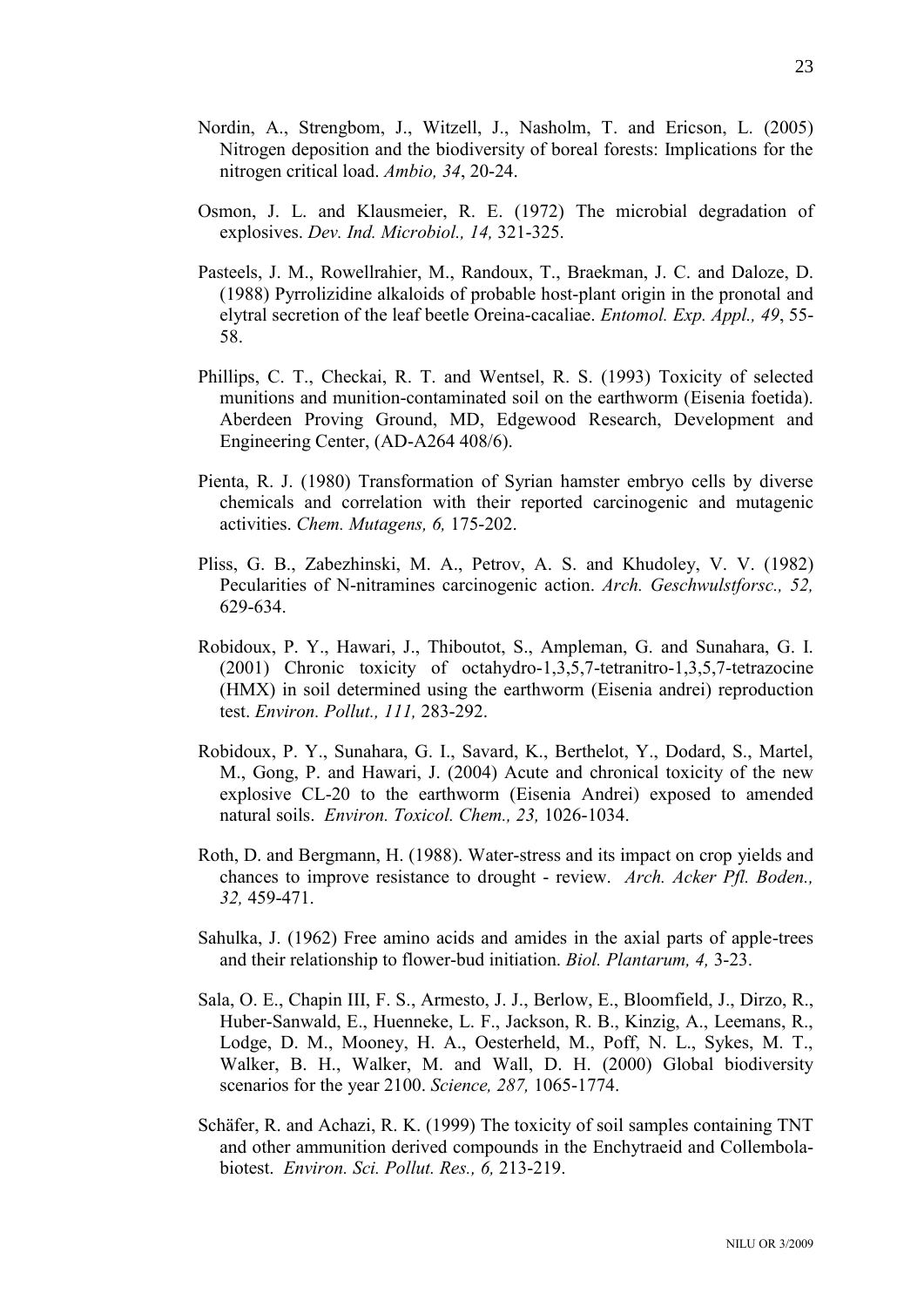Nordin, A., Strengbom, J., Witzell, J., Nasholm, T. and Ericson, L. (2005) Nitrogen deposition and the biodiversity of boreal forests: Implications for the nitrogen critical load. *Ambio, 34*, 20-24.

Osmon, J. L. and Klausmeier, R. E. (1972) The microbial degradation of explosives. *Dev. Ind. Microbiol., 14,* 321-325.

Pasteels, J. M., Rowellrahier, M., Randoux, T., Braekman, J. C. and Daloze, D. (1988) Pyrrolizidine alkaloids of probable host-plant origin in the pronotal and elytral secretion of the leaf beetle Oreina-cacaliae. *Entomol. Exp. Appl., 49*, 55-58.

Phillips, C. T., Checkai, R. T. and Wentsel, R. S. (1993) Toxicity of selected munitions and munition-contaminated soil on the earthworm (Eisenia foetida). Aberdeen Proving Ground, MD, Edgewood Research, Development and Engineering Center, (AD-A264 408/6).

Pienta, R. J. (1980) Transformation of Syrian hamster embryo cells by diverse chemicals and correlation with their reported carcinogenic and mutagenic activities. *Chem. Mutagens, 6,* 175-202.

Pliss, G. B., Zabezhinski, M. A., Petrov, A. S. and Khudoley, V. V. (1982) Pecularities of N-nitramines carcinogenic action. *Arch. Geschwulstforsc., 52,* 629-634.

Robidoux, P. Y., Hawari, J., Thiboutot, S., Ampleman, G. and Sunahara, G. I. (2001) Chronic toxicity of octahydro-1,3,5,7-tetranitro-1,3,5,7-tetrazocine (HMX) in soil determined using the earthworm (Eisenia andrei) reproduction test. *Environ. Pollut., 111,* 283-292.

Robidoux, P. Y., Sunahara, G. I., Savard, K., Berthelot, Y., Dodard, S., Martel, M., Gong, P. and Hawari, J. (2004) Acute and chronical toxicity of the new explosive CL-20 to the earthworm (Eisenia Andrei) exposed to amended natural soils. *Environ. Toxicol. Chem., 23,* 1026-1034.

Roth, D. and Bergmann, H. (1988). Water-stress and its impact on crop yields and chances to improve resistance to drought - review. *Arch. Acker Pfl. Boden., 32,* 459-471.

Sahulka, J. (1962) Free amino acids and amides in the axial parts of apple-trees and their relationship to flower-bud initiation. *Biol. Plantarum, 4,* 3-23.

Sala, O. E., Chapin III, F. S., Armesto, J. J., Berlow, E., Bloomfield, J., Dirzo, R., Huber-Sanwald, E., Huenneke, L. F., Jackson, R. B., Kinzig, A., Leemans, R., Lodge, D. M., Mooney, H. A., Oesterheld, M., Poff, N. L., Sykes, M. T., Walker, B. H., Walker, M. and Wall, D. H. (2000) Global biodiversity scenarios for the year 2100. *Science, 287,* 1065-1774.

Schäfer, R. and Achazi, R. K. (1999) The toxicity of soil samples containing TNT and other ammunition derived compounds in the Enchytraeid and Collembola-biotest. *Environ. Sci. Pollut. Res., 6,* 213-219.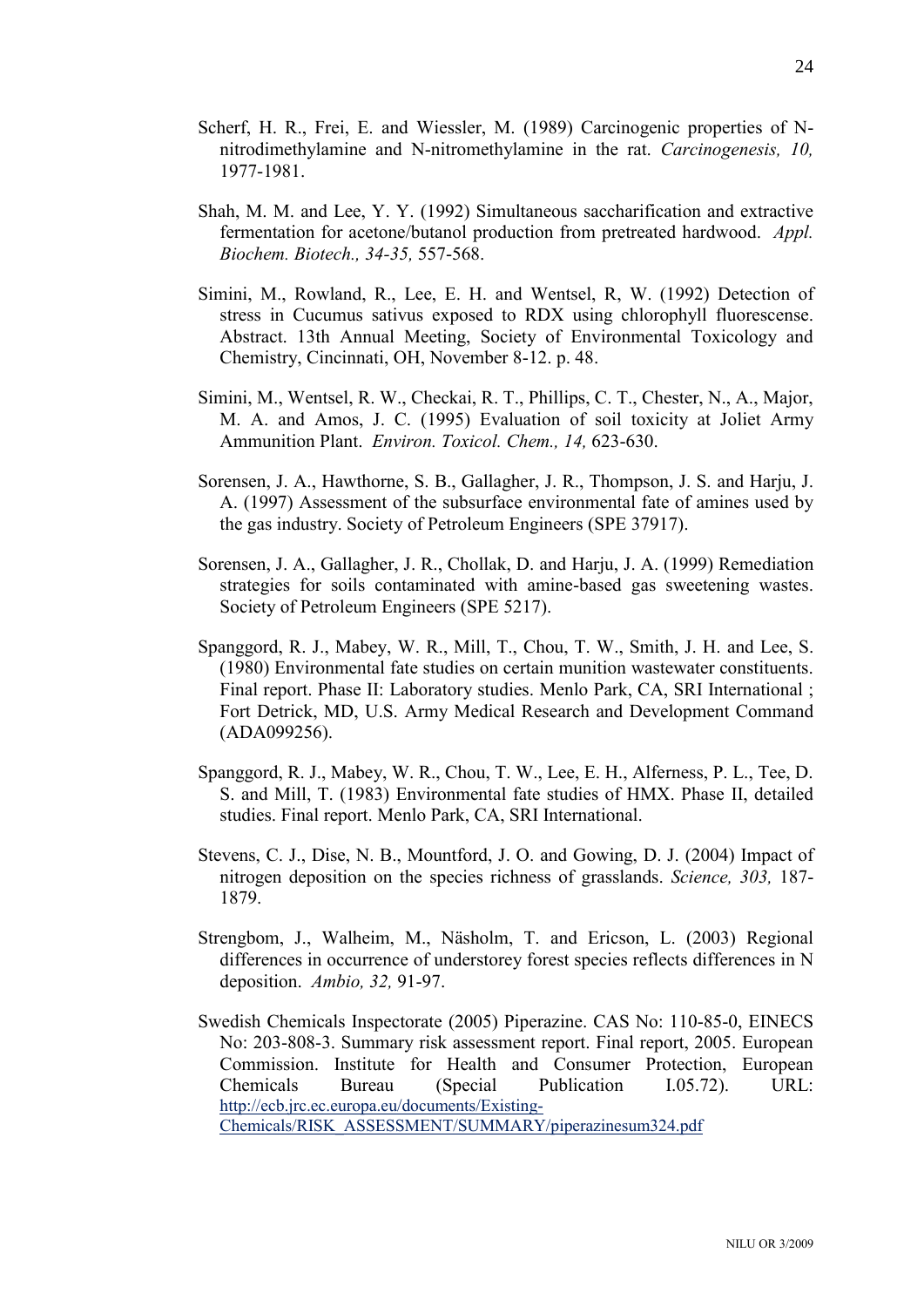Scherf, H. R., Frei, E. and Wiessler, M. (1989) Carcinogenic properties of N-nitrodimethylamine and N-nitromethylamine in the rat. *Carcinogenesis, 10,* 1977-1981.

Shah, M. M. and Lee, Y. Y. (1992) Simultaneous saccharification and extractive fermentation for acetone/butanol production from pretreated hardwood. *Appl. Biochem. Biotech., 34-35,* 557-568.

Simini, M., Rowland, R., Lee, E. H. and Wentsel, R, W. (1992) Detection of stress in Cucumus sativus exposed to RDX using chlorophyll fluorescense. Abstract. 13th Annual Meeting, Society of Environmental Toxicology and Chemistry, Cincinnati, OH, November 8-12. p. 48.

Simini, M., Wentsel, R. W., Checkai, R. T., Phillips, C. T., Chester, N., A., Major, M. A. and Amos, J. C. (1995) Evaluation of soil toxicity at Joliet Army Ammunition Plant. *Environ. Toxicol. Chem., 14,* 623-630.

Sorensen, J. A., Hawthorne, S. B., Gallagher, J. R., Thompson, J. S. and Harju, J. A. (1997) Assessment of the subsurface environmental fate of amines used by the gas industry. Society of Petroleum Engineers (SPE 37917).

Sorensen, J. A., Gallagher, J. R., Chollak, D. and Harju, J. A. (1999) Remediation strategies for soils contaminated with amine-based gas sweetening wastes. Society of Petroleum Engineers (SPE 5217).

Spanggord, R. J., Mabey, W. R., Mill, T., Chou, T. W., Smith, J. H. and Lee, S. (1980) Environmental fate studies on certain munition wastewater constituents. Final report. Phase II: Laboratory studies. Menlo Park, CA, SRI International ; Fort Detrick, MD, U.S. Army Medical Research and Development Command (ADA099256).

Spanggord, R. J., Mabey, W. R., Chou, T. W., Lee, E. H., Alferness, P. L., Tee, D. S. and Mill, T. (1983) Environmental fate studies of HMX. Phase II, detailed studies. Final report. Menlo Park, CA, SRI International.

Stevens, C. J., Dise, N. B., Mountford, J. O. and Gowing, D. J. (2004) Impact of nitrogen deposition on the species richness of grasslands. *Science, 303,* 187-1879.

Strengbom, J., Walheim, M., Näsholm, T. and Ericson, L. (2003) Regional differences in occurrence of understorey forest species reflects differences in N deposition. *Ambio, 32,* 91-97.

Swedish Chemicals Inspectorate (2005) Piperazine. CAS No: 110-85-0, EINECS No: 203-808-3. Summary risk assessment report. Final report, 2005. European Commission. Institute for Health and Consumer Protection, European Chemicals Bureau (Special Publication I.05.72). URL: http://ecb.jrc.ec.europa.eu/documents/Existing-Chemicals/RISK_ASSESSMENT/SUMMARY/piperazinesum324.pdf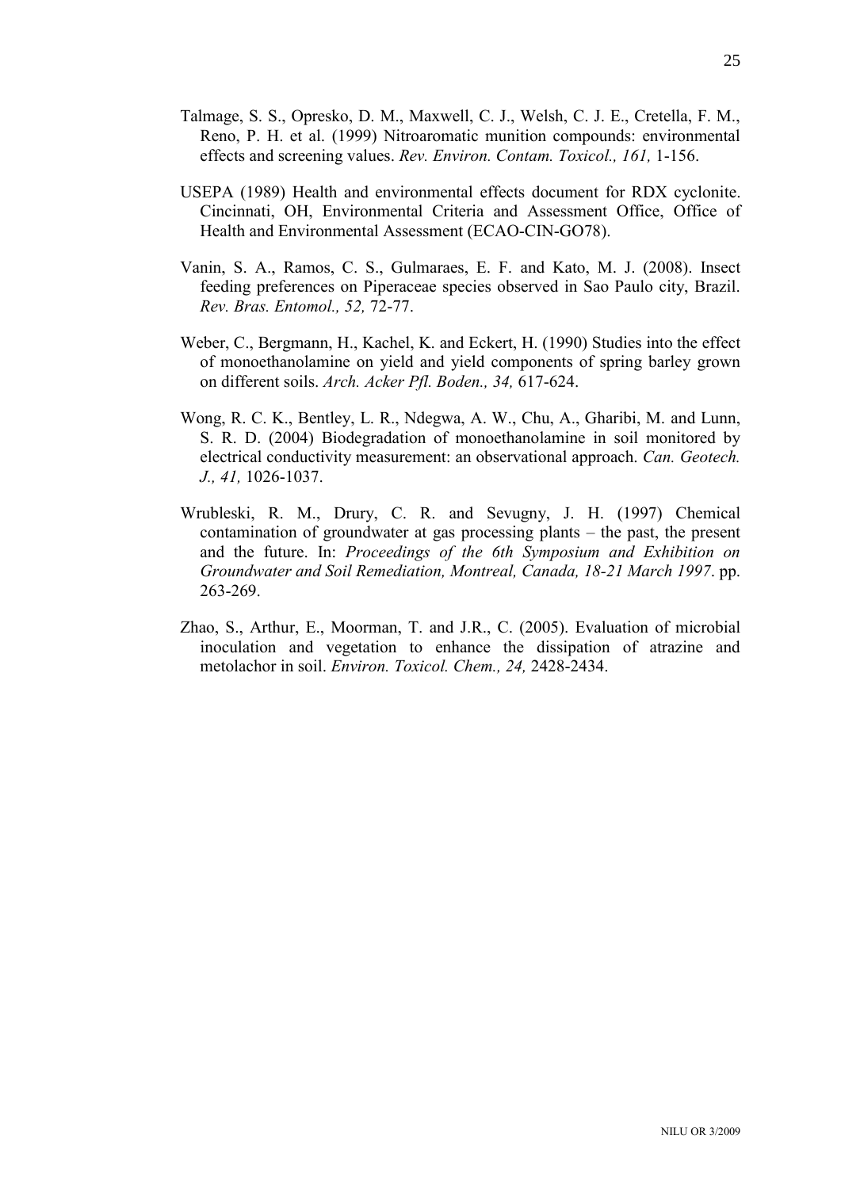Talmage, S. S., Opresko, D. M., Maxwell, C. J., Welsh, C. J. E., Cretella, F. M., Reno, P. H. et al. (1999) Nitroaromatic munition compounds: environmental effects and screening values. *Rev. Environ. Contam. Toxicol., 161,* 1-156.

USEPA (1989) Health and environmental effects document for RDX cyclonite. Cincinnati, OH, Environmental Criteria and Assessment Office, Office of Health and Environmental Assessment (ECAO-CIN-GO78).

Vanin, S. A., Ramos, C. S., Gulmaraes, E. F. and Kato, M. J. (2008). Insect feeding preferences on Piperaceae species observed in Sao Paulo city, Brazil. *Rev. Bras. Entomol., 52,* 72-77.

Weber, C., Bergmann, H., Kachel, K. and Eckert, H. (1990) Studies into the effect of monoethanolamine on yield and yield components of spring barley grown on different soils. *Arch. Acker Pfl. Boden., 34,* 617-624.

Wong, R. C. K., Bentley, L. R., Ndegwa, A. W., Chu, A., Gharibi, M. and Lunn, S. R. D. (2004) Biodegradation of monoethanolamine in soil monitored by electrical conductivity measurement: an observational approach. *Can. Geotech. J., 41,* 1026-1037.

Wrubleski, R. M., Drury, C. R. and Sevugny, J. H. (1997) Chemical contamination of groundwater at gas processing plants – the past, the present and the future. In: *Proceedings of the 6th Symposium and Exhibition on Groundwater and Soil Remediation, Montreal, Canada, 18-21 March 1997*. pp. 263-269.

Zhao, S., Arthur, E., Moorman, T. and J.R., C. (2005). Evaluation of microbial inoculation and vegetation to enhance the dissipation of atrazine and metolachor in soil. *Environ. Toxicol. Chem., 24,* 2428-2434.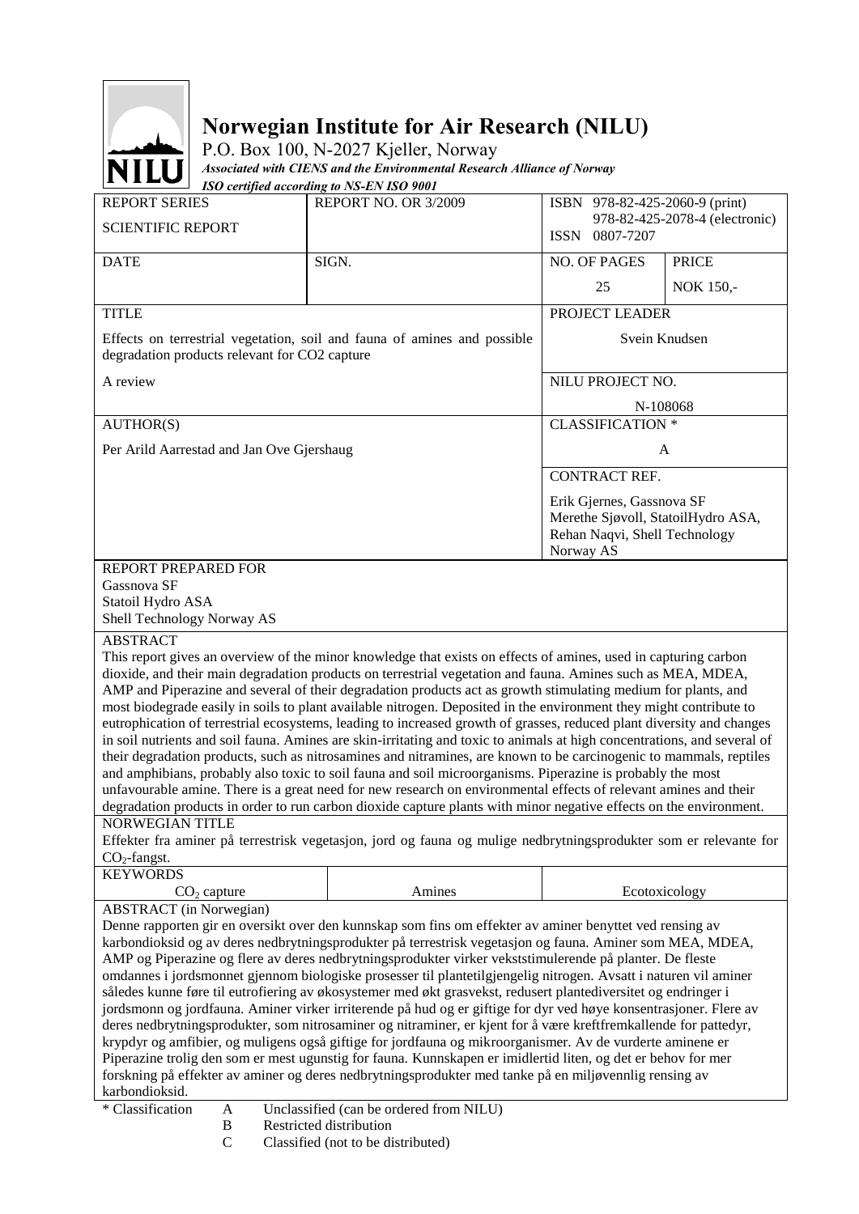# Norwegian Institute for Air Research (NILU)

P.O. Box 100, N-2027 Kjeller, Norway

*Associated with CIENS and the Environmental Research Alliance of Norway*

*ISO certified according to NS-EN ISO 9001*

| | | | |
|---|---|---|---|
| REPORT SERIES<br>SCIENTIFIC REPORT | REPORT NO. OR 3/2009 | ISBN 978-82-425-2060-9 (print)<br>978-82-425-2078-4 (electronic)<br>ISSN 0807-7207 | |
| DATE | SIGN. | NO. OF PAGES<br>25 | PRICE<br>NOK 150,- |
| TITLE<br>Effects on terrestrial vegetation, soil and fauna of amines and possible degradation products relevant for CO2 capture<br>A review | | PROJECT LEADER<br>Svein Knudsen | |
| | | NILU PROJECT NO.<br>N-108068 | |
| AUTHOR(S)<br>Per Arild Aarrestad and Jan Ove Gjershaug | | CLASSIFICATION *<br>A | |
| | | CONTRACT REF.<br>Erik Gjernes, Gassnova SF<br>Merethe Sjøvoll, StatoilHydro ASA,<br>Rehan Naqvi, Shell Technology Norway AS | |

REPORT PREPARED FOR
Gassnova SF
Statoil Hydro ASA
Shell Technology Norway AS

ABSTRACT

This report gives an overview of the minor knowledge that exists on effects of amines, used in capturing carbon dioxide, and their main degradation products on terrestrial vegetation and fauna. Amines such as MEA, MDEA, AMP and Piperazine and several of their degradation products act as growth stimulating medium for plants, and most biodegrade easily in soils to plant available nitrogen. Deposited in the environment they might contribute to eutrophication of terrestrial ecosystems, leading to increased growth of grasses, reduced plant diversity and changes in soil nutrients and soil fauna. Amines are skin-irritating and toxic to animals at high concentrations, and several of their degradation products, such as nitrosamines and nitramines, are known to be carcinogenic to mammals, reptiles and amphibians, probably also toxic to soil fauna and soil microorganisms. Piperazine is probably the most unfavourable amine. There is a great need for new research on environmental effects of relevant amines and their degradation products in order to run carbon dioxide capture plants with minor negative effects on the environment.

NORWEGIAN TITLE

Effekter fra aminer på terrestrisk vegetasjon, jord og fauna og mulige nedbrytningsprodukter som er relevante for $CO_2$-fangst.

| KEYWORDS | | |
|---|---|---|
| $CO_2$ capture | Amines | Ecotoxicology |

ABSTRACT (in Norwegian)

Denne rapporten gir en oversikt over den kunnskap som fins om effekter av aminer benyttet ved rensing av karbondioksid og av deres nedbrytningsprodukter på terrestrisk vegetasjon og fauna. Aminer som MEA, MDEA, AMP og Piperazine og flere av deres nedbrytningsprodukter virker vekststimulerende på planter. De fleste omdannes i jordsmonnet gjennom biologiske prosesser til plantetilgjengelig nitrogen. Avsatt i naturen vil aminer således kunne føre til eutrofiering av økosystemer med økt grasvekst, redusert plantediversitet og endringer i jordsmonn og jordfauna. Aminer virker irriterende på hud og er giftige for dyr ved høye konsentrasjoner. Flere av deres nedbrytningsprodukter, som nitrosaminer og nitraminer, er kjent for å være kreftfremkallende for pattedyr, krypdyr og amfibier, og muligens også giftige for jordfauna og mikroorganismer. Av de vurderte aminene er Piperazine trolig den som er mest ugunstig for fauna. Kunnskapen er imidlertid liten, og det er behov for mer forskning på effekter av aminer og deres nedbrytningsprodukter med tanke på en miljøvennlig rensing av karbondioksid.

\* Classification

- A Unclassified (can be ordered from NILU)
- B Restricted distribution
- C Classified (not to be distributed)